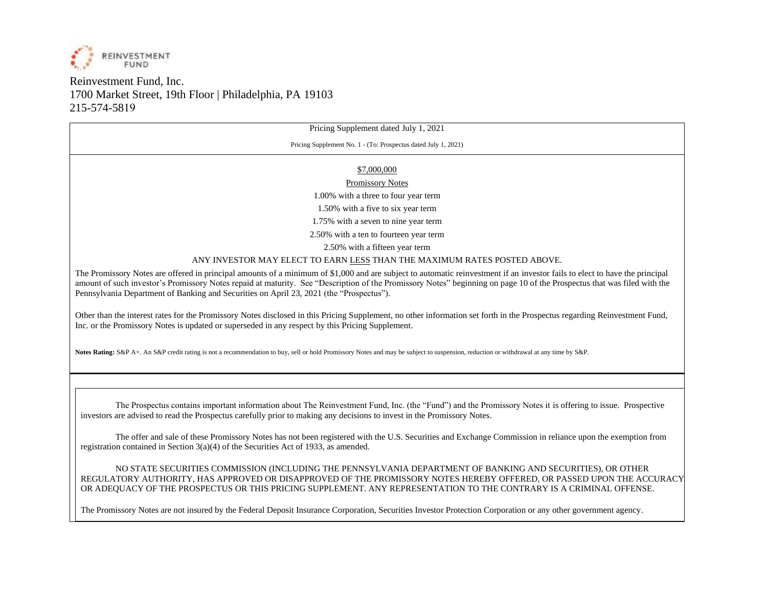REINVESTMENT FUND

Reinvestment Fund, Inc.
1700 Market Street, 19th Floor | Philadelphia, PA 19103
215-574-5819

Pricing Supplement dated July 1, 2021

Pricing Supplement No. 1 - (To: Prospectus dated July 1, 2021)

$7,000,000

Promissory Notes

1.00% with a three to four year term

1.50% with a five to six year term

1.75% with a seven to nine year term

2.50% with a ten to fourteen year term

2.50% with a fifteen year term

ANY INVESTOR MAY ELECT TO EARN LESS THAN THE MAXIMUM RATES POSTED ABOVE.

The Promissory Notes are offered in principal amounts of a minimum of $1,000 and are subject to automatic reinvestment if an investor fails to elect to have the principal amount of such investor's Promissory Notes repaid at maturity. See "Description of the Promissory Notes" beginning on page 10 of the Prospectus that was filed with the Pennsylvania Department of Banking and Securities on April 23, 2021 (the "Prospectus").

Other than the interest rates for the Promissory Notes disclosed in this Pricing Supplement, no other information set forth in the Prospectus regarding Reinvestment Fund, Inc. or the Promissory Notes is updated or superseded in any respect by this Pricing Supplement.

**Notes Rating:** S&P A+. An S&P credit rating is not a recommendation to buy, sell or hold Promissory Notes and may be subject to suspension, reduction or withdrawal at any time by S&P.

The Prospectus contains important information about The Reinvestment Fund, Inc. (the "Fund") and the Promissory Notes it is offering to issue. Prospective investors are advised to read the Prospectus carefully prior to making any decisions to invest in the Promissory Notes.

The offer and sale of these Promissory Notes has not been registered with the U.S. Securities and Exchange Commission in reliance upon the exemption from registration contained in Section 3(a)(4) of the Securities Act of 1933, as amended.

NO STATE SECURITIES COMMISSION (INCLUDING THE PENNSYLVANIA DEPARTMENT OF BANKING AND SECURITIES), OR OTHER REGULATORY AUTHORITY, HAS APPROVED OR DISAPPROVED OF THE PROMISSORY NOTES HEREBY OFFERED, OR PASSED UPON THE ACCURACY OR ADEQUACY OF THE PROSPECTUS OR THIS PRICING SUPPLEMENT. ANY REPRESENTATION TO THE CONTRARY IS A CRIMINAL OFFENSE.

The Promissory Notes are not insured by the Federal Deposit Insurance Corporation, Securities Investor Protection Corporation or any other government agency.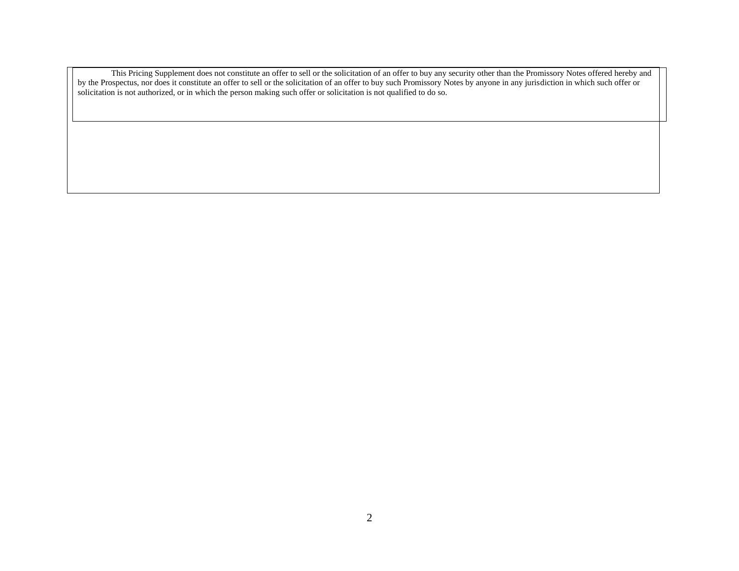This Pricing Supplement does not constitute an offer to sell or the solicitation of an offer to buy any security other than the Promissory Notes offered hereby and by the Prospectus, nor does it constitute an offer to sell or the solicitation of an offer to buy such Promissory Notes by anyone in any jurisdiction in which such offer or solicitation is not authorized, or in which the person making such offer or solicitation is not qualified to do so.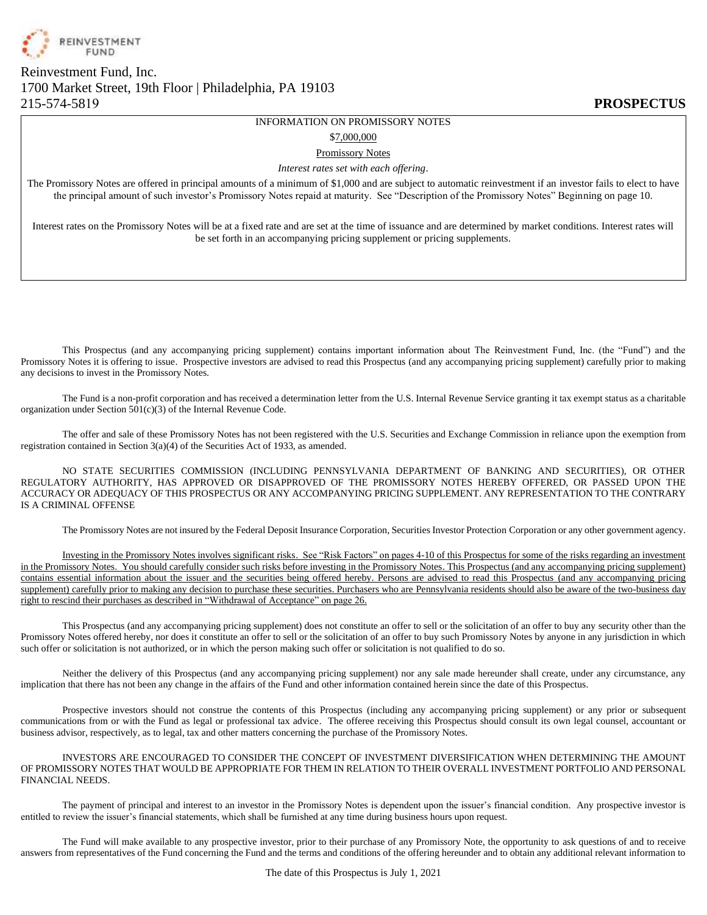REINVESTMENT FUND

Reinvestment Fund, Inc.
1700 Market Street, 19th Floor | Philadelphia, PA 19103
215-574-5819

**PROSPECTUS**

INFORMATION ON PROMISSORY NOTES

$7,000,000

Promissory Notes

*Interest rates set with each offering*.

The Promissory Notes are offered in principal amounts of a minimum of $1,000 and are subject to automatic reinvestment if an investor fails to elect to have the principal amount of such investor's Promissory Notes repaid at maturity. See "Description of the Promissory Notes" Beginning on page 10.

Interest rates on the Promissory Notes will be at a fixed rate and are set at the time of issuance and are determined by market conditions. Interest rates will be set forth in an accompanying pricing supplement or pricing supplements.

This Prospectus (and any accompanying pricing supplement) contains important information about The Reinvestment Fund, Inc. (the "Fund") and the Promissory Notes it is offering to issue. Prospective investors are advised to read this Prospectus (and any accompanying pricing supplement) carefully prior to making any decisions to invest in the Promissory Notes.

The Fund is a non-profit corporation and has received a determination letter from the U.S. Internal Revenue Service granting it tax exempt status as a charitable organization under Section 501(c)(3) of the Internal Revenue Code.

The offer and sale of these Promissory Notes has not been registered with the U.S. Securities and Exchange Commission in reliance upon the exemption from registration contained in Section 3(a)(4) of the Securities Act of 1933, as amended.

NO STATE SECURITIES COMMISSION (INCLUDING PENNSYLVANIA DEPARTMENT OF BANKING AND SECURITIES), OR OTHER REGULATORY AUTHORITY, HAS APPROVED OR DISAPPROVED OF THE PROMISSORY NOTES HEREBY OFFERED, OR PASSED UPON THE ACCURACY OR ADEQUACY OF THIS PROSPECTUS OR ANY ACCOMPANYING PRICING SUPPLEMENT. ANY REPRESENTATION TO THE CONTRARY IS A CRIMINAL OFFENSE

The Promissory Notes are not insured by the Federal Deposit Insurance Corporation, Securities Investor Protection Corporation or any other government agency.

Investing in the Promissory Notes involves significant risks. See "Risk Factors" on pages 4-10 of this Prospectus for some of the risks regarding an investment in the Promissory Notes. You should carefully consider such risks before investing in the Promissory Notes. This Prospectus (and any accompanying pricing supplement) contains essential information about the issuer and the securities being offered hereby. Persons are advised to read this Prospectus (and any accompanying pricing supplement) carefully prior to making any decision to purchase these securities. Purchasers who are Pennsylvania residents should also be aware of the two-business day right to rescind their purchases as described in "Withdrawal of Acceptance" on page 26.

This Prospectus (and any accompanying pricing supplement) does not constitute an offer to sell or the solicitation of an offer to buy any security other than the Promissory Notes offered hereby, nor does it constitute an offer to sell or the solicitation of an offer to buy such Promissory Notes by anyone in any jurisdiction in which such offer or solicitation is not authorized, or in which the person making such offer or solicitation is not qualified to do so.

Neither the delivery of this Prospectus (and any accompanying pricing supplement) nor any sale made hereunder shall create, under any circumstance, any implication that there has not been any change in the affairs of the Fund and other information contained herein since the date of this Prospectus.

Prospective investors should not construe the contents of this Prospectus (including any accompanying pricing supplement) or any prior or subsequent communications from or with the Fund as legal or professional tax advice. The offeree receiving this Prospectus should consult its own legal counsel, accountant or business advisor, respectively, as to legal, tax and other matters concerning the purchase of the Promissory Notes.

INVESTORS ARE ENCOURAGED TO CONSIDER THE CONCEPT OF INVESTMENT DIVERSIFICATION WHEN DETERMINING THE AMOUNT OF PROMISSORY NOTES THAT WOULD BE APPROPRIATE FOR THEM IN RELATION TO THEIR OVERALL INVESTMENT PORTFOLIO AND PERSONAL FINANCIAL NEEDS.

The payment of principal and interest to an investor in the Promissory Notes is dependent upon the issuer's financial condition. Any prospective investor is entitled to review the issuer's financial statements, which shall be furnished at any time during business hours upon request.

The Fund will make available to any prospective investor, prior to their purchase of any Promissory Note, the opportunity to ask questions of and to receive answers from representatives of the Fund concerning the Fund and the terms and conditions of the offering hereunder and to obtain any additional relevant information to

The date of this Prospectus is July 1, 2021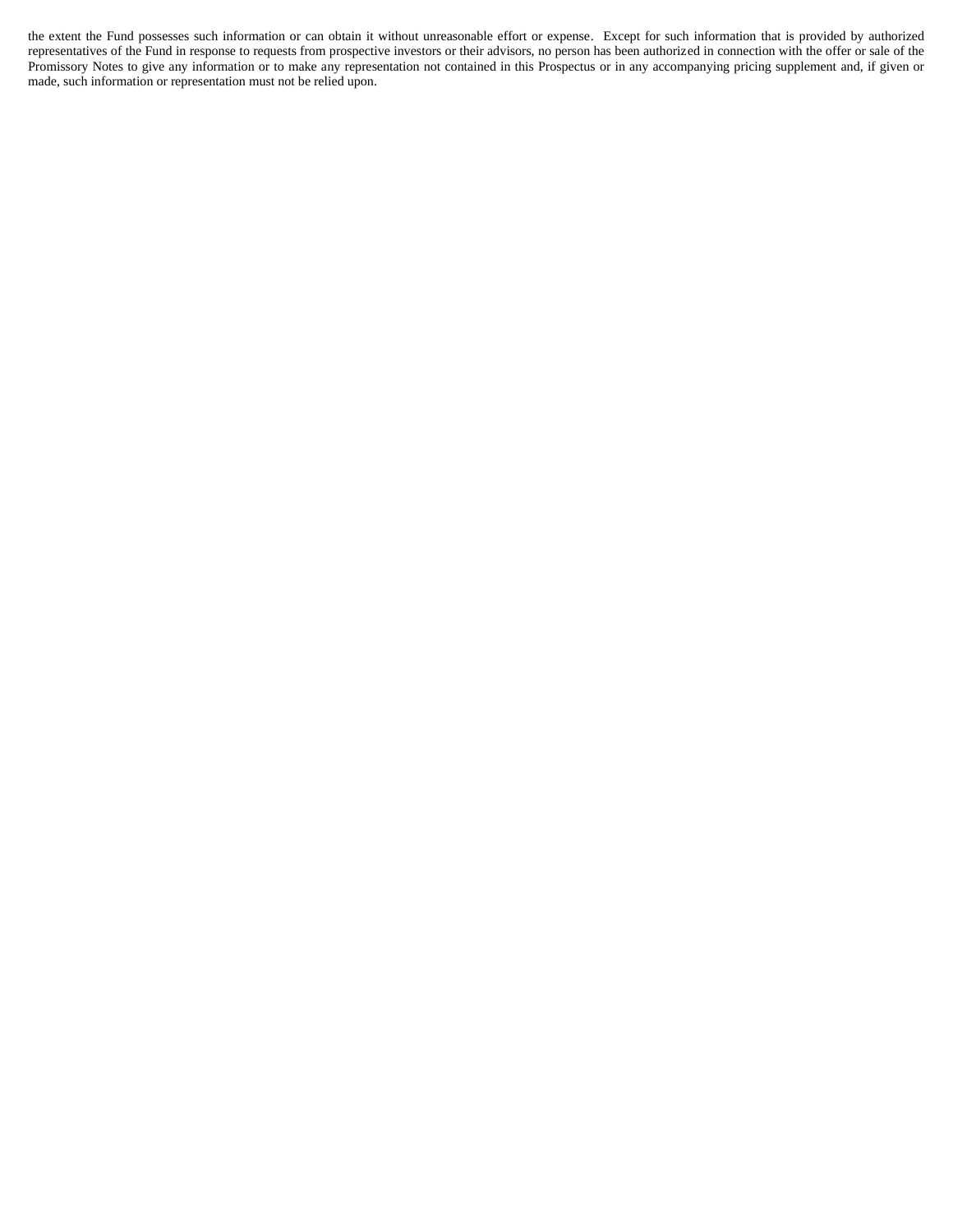the extent the Fund possesses such information or can obtain it without unreasonable effort or expense. Except for such information that is provided by authorized representatives of the Fund in response to requests from prospective investors or their advisors, no person has been authorized in connection with the offer or sale of the Promissory Notes to give any information or to make any representation not contained in this Prospectus or in any accompanying pricing supplement and, if given or made, such information or representation must not be relied upon.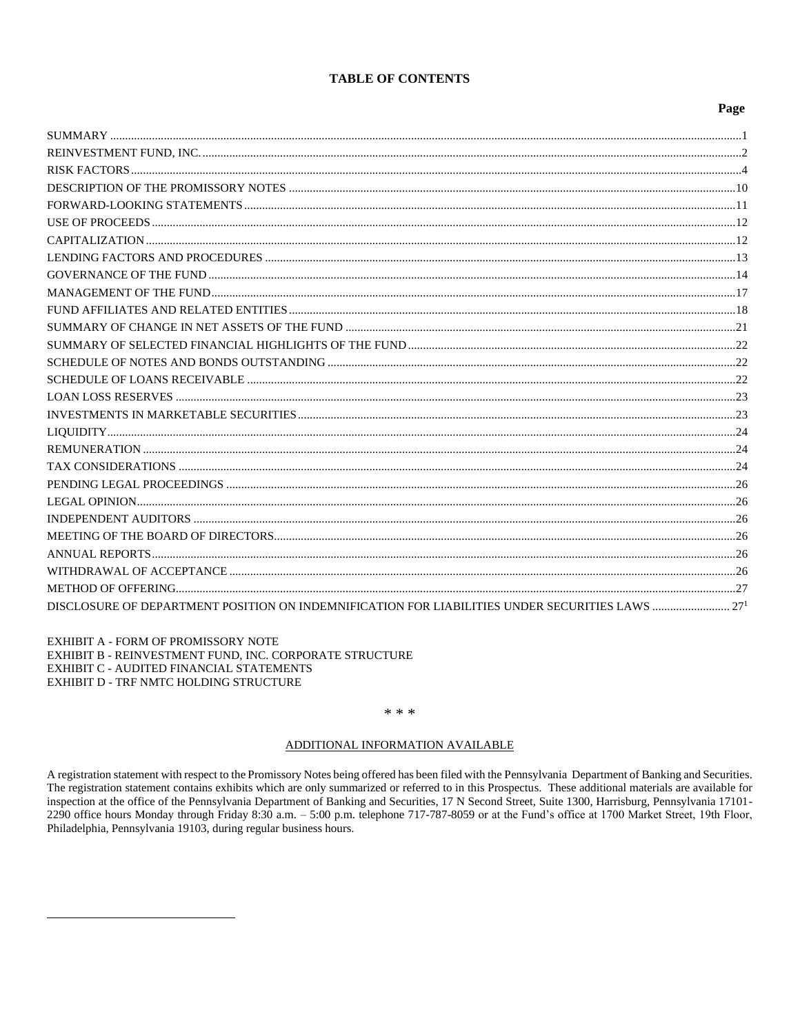## TABLE OF CONTENTS

| | Page |
|---|---|
| SUMMARY | 1 |
| REINVESTMENT FUND, INC. | 2 |
| RISK FACTORS | 4 |
| DESCRIPTION OF THE PROMISSORY NOTES | 10 |
| FORWARD-LOOKING STATEMENTS | 11 |
| USE OF PROCEEDS | 12 |
| CAPITALIZATION | 12 |
| LENDING FACTORS AND PROCEDURES | 13 |
| GOVERNANCE OF THE FUND | 14 |
| MANAGEMENT OF THE FUND | 17 |
| FUND AFFILIATES AND RELATED ENTITIES | 18 |
| SUMMARY OF CHANGE IN NET ASSETS OF THE FUND | 21 |
| SUMMARY OF SELECTED FINANCIAL HIGHLIGHTS OF THE FUND | 22 |
| SCHEDULE OF NOTES AND BONDS OUTSTANDING | 22 |
| SCHEDULE OF LOANS RECEIVABLE | 22 |
| LOAN LOSS RESERVES | 23 |
| INVESTMENTS IN MARKETABLE SECURITIES | 23 |
| LIQUIDITY | 24 |
| REMUNERATION | 24 |
| TAX CONSIDERATIONS | 24 |
| PENDING LEGAL PROCEEDINGS | 26 |
| LEGAL OPINION | 26 |
| INDEPENDENT AUDITORS | 26 |
| MEETING OF THE BOARD OF DIRECTORS | 26 |
| ANNUAL REPORTS | 26 |
| WITHDRAWAL OF ACCEPTANCE | 26 |
| METHOD OF OFFERING | 27 |
| DISCLOSURE OF DEPARTMENT POSITION ON INDEMNIFICATION FOR LIABILITIES UNDER SECURITIES LAWS | 27[1] |

EXHIBIT A - FORM OF PROMISSORY NOTE
EXHIBIT B - REINVESTMENT FUND, INC. CORPORATE STRUCTURE
EXHIBIT C - AUDITED FINANCIAL STATEMENTS
EXHIBIT D - TRF NMTC HOLDING STRUCTURE

\* \* \*

ADDITIONAL INFORMATION AVAILABLE

A registration statement with respect to the Promissory Notes being offered has been filed with the Pennsylvania Department of Banking and Securities. The registration statement contains exhibits which are only summarized or referred to in this Prospectus. These additional materials are available for inspection at the office of the Pennsylvania Department of Banking and Securities, 17 N Second Street, Suite 1300, Harrisburg, Pennsylvania 17101-2290 office hours Monday through Friday 8:30 a.m. – 5:00 p.m. telephone 717-787-8059 or at the Fund's office at 1700 Market Street, 19th Floor, Philadelphia, Pennsylvania 19103, during regular business hours.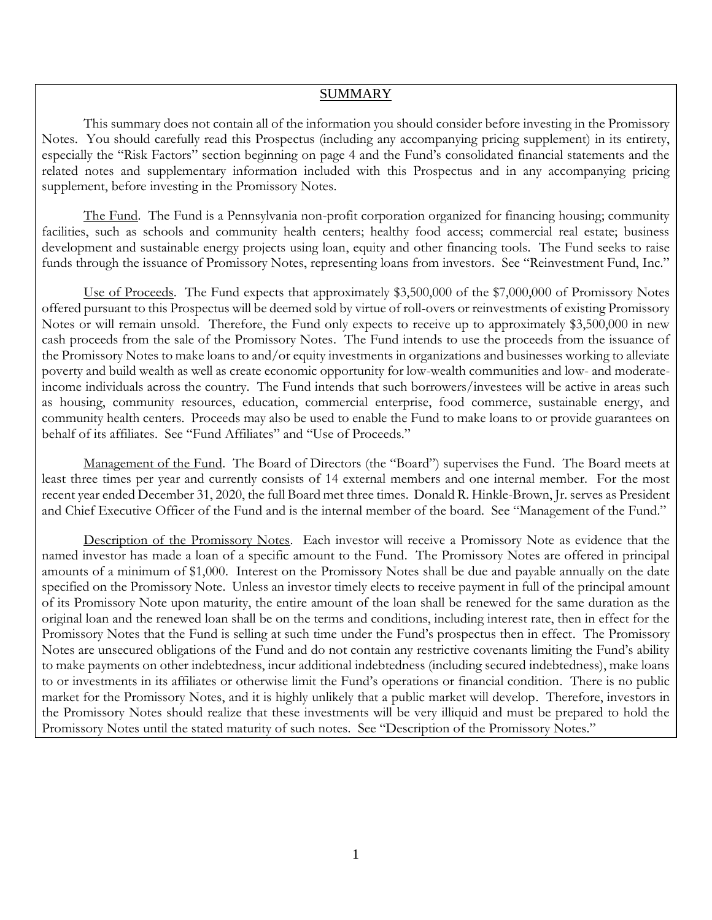## SUMMARY

This summary does not contain all of the information you should consider before investing in the Promissory Notes. You should carefully read this Prospectus (including any accompanying pricing supplement) in its entirety, especially the "Risk Factors" section beginning on page 4 and the Fund's consolidated financial statements and the related notes and supplementary information included with this Prospectus and in any accompanying pricing supplement, before investing in the Promissory Notes.

The Fund. The Fund is a Pennsylvania non-profit corporation organized for financing housing; community facilities, such as schools and community health centers; healthy food access; commercial real estate; business development and sustainable energy projects using loan, equity and other financing tools. The Fund seeks to raise funds through the issuance of Promissory Notes, representing loans from investors. See "Reinvestment Fund, Inc."

Use of Proceeds. The Fund expects that approximately $3,500,000 of the $7,000,000 of Promissory Notes offered pursuant to this Prospectus will be deemed sold by virtue of roll-overs or reinvestments of existing Promissory Notes or will remain unsold. Therefore, the Fund only expects to receive up to approximately $3,500,000 in new cash proceeds from the sale of the Promissory Notes. The Fund intends to use the proceeds from the issuance of the Promissory Notes to make loans to and/or equity investments in organizations and businesses working to alleviate poverty and build wealth as well as create economic opportunity for low-wealth communities and low- and moderate-income individuals across the country. The Fund intends that such borrowers/investees will be active in areas such as housing, community resources, education, commercial enterprise, food commerce, sustainable energy, and community health centers. Proceeds may also be used to enable the Fund to make loans to or provide guarantees on behalf of its affiliates. See "Fund Affiliates" and "Use of Proceeds."

Management of the Fund. The Board of Directors (the "Board") supervises the Fund. The Board meets at least three times per year and currently consists of 14 external members and one internal member. For the most recent year ended December 31, 2020, the full Board met three times. Donald R. Hinkle-Brown, Jr. serves as President and Chief Executive Officer of the Fund and is the internal member of the board. See "Management of the Fund."

Description of the Promissory Notes. Each investor will receive a Promissory Note as evidence that the named investor has made a loan of a specific amount to the Fund. The Promissory Notes are offered in principal amounts of a minimum of $1,000. Interest on the Promissory Notes shall be due and payable annually on the date specified on the Promissory Note. Unless an investor timely elects to receive payment in full of the principal amount of its Promissory Note upon maturity, the entire amount of the loan shall be renewed for the same duration as the original loan and the renewed loan shall be on the terms and conditions, including interest rate, then in effect for the Promissory Notes that the Fund is selling at such time under the Fund's prospectus then in effect. The Promissory Notes are unsecured obligations of the Fund and do not contain any restrictive covenants limiting the Fund's ability to make payments on other indebtedness, incur additional indebtedness (including secured indebtedness), make loans to or investments in its affiliates or otherwise limit the Fund's operations or financial condition. There is no public market for the Promissory Notes, and it is highly unlikely that a public market will develop. Therefore, investors in the Promissory Notes should realize that these investments will be very illiquid and must be prepared to hold the Promissory Notes until the stated maturity of such notes. See "Description of the Promissory Notes."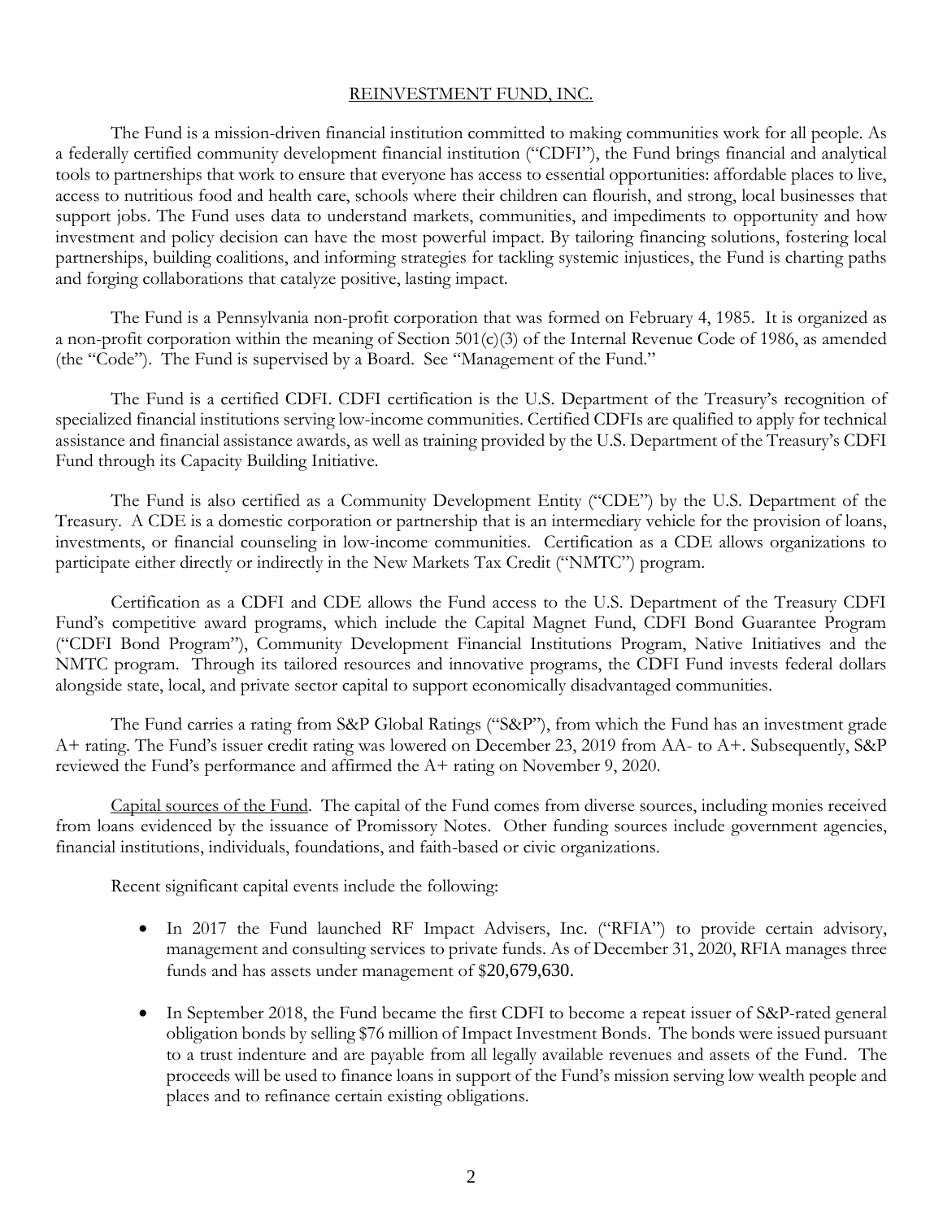## REINVESTMENT FUND, INC.

The Fund is a mission-driven financial institution committed to making communities work for all people. As a federally certified community development financial institution ("CDFI"), the Fund brings financial and analytical tools to partnerships that work to ensure that everyone has access to essential opportunities: affordable places to live, access to nutritious food and health care, schools where their children can flourish, and strong, local businesses that support jobs. The Fund uses data to understand markets, communities, and impediments to opportunity and how investment and policy decision can have the most powerful impact. By tailoring financing solutions, fostering local partnerships, building coalitions, and informing strategies for tackling systemic injustices, the Fund is charting paths and forging collaborations that catalyze positive, lasting impact.

The Fund is a Pennsylvania non-profit corporation that was formed on February 4, 1985. It is organized as a non-profit corporation within the meaning of Section 501(c)(3) of the Internal Revenue Code of 1986, as amended (the "Code"). The Fund is supervised by a Board. See "Management of the Fund."

The Fund is a certified CDFI. CDFI certification is the U.S. Department of the Treasury's recognition of specialized financial institutions serving low-income communities. Certified CDFIs are qualified to apply for technical assistance and financial assistance awards, as well as training provided by the U.S. Department of the Treasury's CDFI Fund through its Capacity Building Initiative.

The Fund is also certified as a Community Development Entity ("CDE") by the U.S. Department of the Treasury. A CDE is a domestic corporation or partnership that is an intermediary vehicle for the provision of loans, investments, or financial counseling in low-income communities. Certification as a CDE allows organizations to participate either directly or indirectly in the New Markets Tax Credit ("NMTC") program.

Certification as a CDFI and CDE allows the Fund access to the U.S. Department of the Treasury CDFI Fund's competitive award programs, which include the Capital Magnet Fund, CDFI Bond Guarantee Program ("CDFI Bond Program"), Community Development Financial Institutions Program, Native Initiatives and the NMTC program. Through its tailored resources and innovative programs, the CDFI Fund invests federal dollars alongside state, local, and private sector capital to support economically disadvantaged communities.

The Fund carries a rating from S&P Global Ratings ("S&P"), from which the Fund has an investment grade A+ rating. The Fund's issuer credit rating was lowered on December 23, 2019 from AA- to A+. Subsequently, S&P reviewed the Fund's performance and affirmed the A+ rating on November 9, 2020.

Capital sources of the Fund. The capital of the Fund comes from diverse sources, including monies received from loans evidenced by the issuance of Promissory Notes. Other funding sources include government agencies, financial institutions, individuals, foundations, and faith-based or civic organizations.

Recent significant capital events include the following:

- In 2017 the Fund launched RF Impact Advisers, Inc. ("RFIA") to provide certain advisory, management and consulting services to private funds. As of December 31, 2020, RFIA manages three funds and has assets under management of $20,679,630.
- In September 2018, the Fund became the first CDFI to become a repeat issuer of S&P-rated general obligation bonds by selling $76 million of Impact Investment Bonds. The bonds were issued pursuant to a trust indenture and are payable from all legally available revenues and assets of the Fund. The proceeds will be used to finance loans in support of the Fund's mission serving low wealth people and places and to refinance certain existing obligations.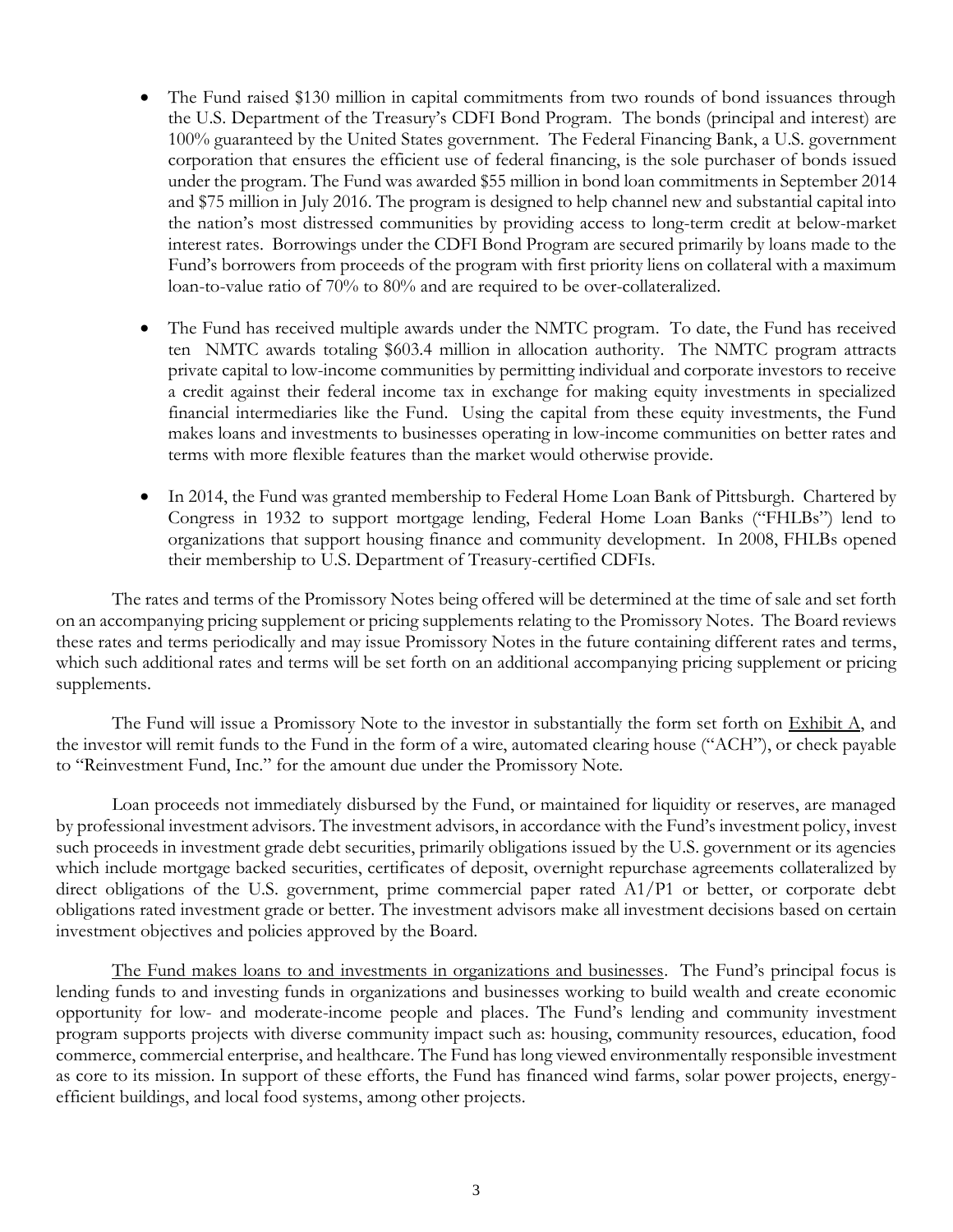- The Fund raised $130 million in capital commitments from two rounds of bond issuances through the U.S. Department of the Treasury's CDFI Bond Program. The bonds (principal and interest) are 100% guaranteed by the United States government. The Federal Financing Bank, a U.S. government corporation that ensures the efficient use of federal financing, is the sole purchaser of bonds issued under the program. The Fund was awarded $55 million in bond loan commitments in September 2014 and $75 million in July 2016. The program is designed to help channel new and substantial capital into the nation's most distressed communities by providing access to long-term credit at below-market interest rates. Borrowings under the CDFI Bond Program are secured primarily by loans made to the Fund's borrowers from proceeds of the program with first priority liens on collateral with a maximum loan-to-value ratio of 70% to 80% and are required to be over-collateralized.

- The Fund has received multiple awards under the NMTC program. To date, the Fund has received ten NMTC awards totaling $603.4 million in allocation authority. The NMTC program attracts private capital to low-income communities by permitting individual and corporate investors to receive a credit against their federal income tax in exchange for making equity investments in specialized financial intermediaries like the Fund. Using the capital from these equity investments, the Fund makes loans and investments to businesses operating in low-income communities on better rates and terms with more flexible features than the market would otherwise provide.

- In 2014, the Fund was granted membership to Federal Home Loan Bank of Pittsburgh. Chartered by Congress in 1932 to support mortgage lending, Federal Home Loan Banks ("FHLBs") lend to organizations that support housing finance and community development. In 2008, FHLBs opened their membership to U.S. Department of Treasury-certified CDFIs.

The rates and terms of the Promissory Notes being offered will be determined at the time of sale and set forth on an accompanying pricing supplement or pricing supplements relating to the Promissory Notes. The Board reviews these rates and terms periodically and may issue Promissory Notes in the future containing different rates and terms, which such additional rates and terms will be set forth on an additional accompanying pricing supplement or pricing supplements.

The Fund will issue a Promissory Note to the investor in substantially the form set forth on Exhibit A, and the investor will remit funds to the Fund in the form of a wire, automated clearing house ("ACH"), or check payable to "Reinvestment Fund, Inc." for the amount due under the Promissory Note.

Loan proceeds not immediately disbursed by the Fund, or maintained for liquidity or reserves, are managed by professional investment advisors. The investment advisors, in accordance with the Fund's investment policy, invest such proceeds in investment grade debt securities, primarily obligations issued by the U.S. government or its agencies which include mortgage backed securities, certificates of deposit, overnight repurchase agreements collateralized by direct obligations of the U.S. government, prime commercial paper rated A1/P1 or better, or corporate debt obligations rated investment grade or better. The investment advisors make all investment decisions based on certain investment objectives and policies approved by the Board.

The Fund makes loans to and investments in organizations and businesses. The Fund's principal focus is lending funds to and investing funds in organizations and businesses working to build wealth and create economic opportunity for low- and moderate-income people and places. The Fund's lending and community investment program supports projects with diverse community impact such as: housing, community resources, education, food commerce, commercial enterprise, and healthcare. The Fund has long viewed environmentally responsible investment as core to its mission. In support of these efforts, the Fund has financed wind farms, solar power projects, energy-efficient buildings, and local food systems, among other projects.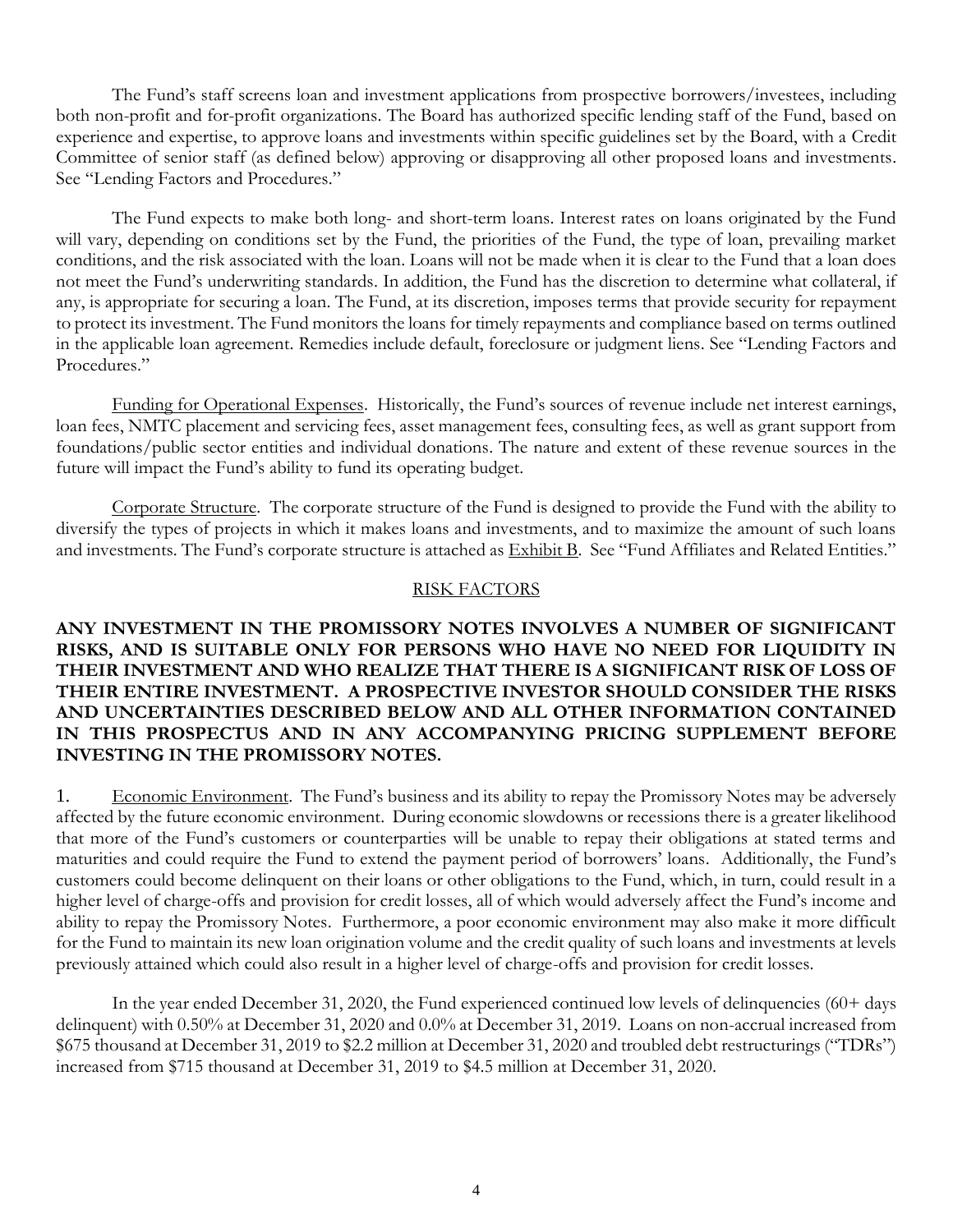The Fund's staff screens loan and investment applications from prospective borrowers/investees, including both non-profit and for-profit organizations. The Board has authorized specific lending staff of the Fund, based on experience and expertise, to approve loans and investments within specific guidelines set by the Board, with a Credit Committee of senior staff (as defined below) approving or disapproving all other proposed loans and investments. See "Lending Factors and Procedures."

The Fund expects to make both long- and short-term loans. Interest rates on loans originated by the Fund will vary, depending on conditions set by the Fund, the priorities of the Fund, the type of loan, prevailing market conditions, and the risk associated with the loan. Loans will not be made when it is clear to the Fund that a loan does not meet the Fund's underwriting standards. In addition, the Fund has the discretion to determine what collateral, if any, is appropriate for securing a loan. The Fund, at its discretion, imposes terms that provide security for repayment to protect its investment. The Fund monitors the loans for timely repayments and compliance based on terms outlined in the applicable loan agreement. Remedies include default, foreclosure or judgment liens. See "Lending Factors and Procedures."

Funding for Operational Expenses. Historically, the Fund's sources of revenue include net interest earnings, loan fees, NMTC placement and servicing fees, asset management fees, consulting fees, as well as grant support from foundations/public sector entities and individual donations. The nature and extent of these revenue sources in the future will impact the Fund's ability to fund its operating budget.

Corporate Structure. The corporate structure of the Fund is designed to provide the Fund with the ability to diversify the types of projects in which it makes loans and investments, and to maximize the amount of such loans and investments. The Fund's corporate structure is attached as Exhibit B. See "Fund Affiliates and Related Entities."

## RISK FACTORS

**ANY INVESTMENT IN THE PROMISSORY NOTES INVOLVES A NUMBER OF SIGNIFICANT RISKS, AND IS SUITABLE ONLY FOR PERSONS WHO HAVE NO NEED FOR LIQUIDITY IN THEIR INVESTMENT AND WHO REALIZE THAT THERE IS A SIGNIFICANT RISK OF LOSS OF THEIR ENTIRE INVESTMENT. A PROSPECTIVE INVESTOR SHOULD CONSIDER THE RISKS AND UNCERTAINTIES DESCRIBED BELOW AND ALL OTHER INFORMATION CONTAINED IN THIS PROSPECTUS AND IN ANY ACCOMPANYING PRICING SUPPLEMENT BEFORE INVESTING IN THE PROMISSORY NOTES.**

1. Economic Environment. The Fund's business and its ability to repay the Promissory Notes may be adversely affected by the future economic environment. During economic slowdowns or recessions there is a greater likelihood that more of the Fund's customers or counterparties will be unable to repay their obligations at stated terms and maturities and could require the Fund to extend the payment period of borrowers' loans. Additionally, the Fund's customers could become delinquent on their loans or other obligations to the Fund, which, in turn, could result in a higher level of charge-offs and provision for credit losses, all of which would adversely affect the Fund's income and ability to repay the Promissory Notes. Furthermore, a poor economic environment may also make it more difficult for the Fund to maintain its new loan origination volume and the credit quality of such loans and investments at levels previously attained which could also result in a higher level of charge-offs and provision for credit losses.

In the year ended December 31, 2020, the Fund experienced continued low levels of delinquencies (60+ days delinquent) with 0.50% at December 31, 2020 and 0.0% at December 31, 2019. Loans on non-accrual increased from $675 thousand at December 31, 2019 to $2.2 million at December 31, 2020 and troubled debt restructurings ("TDRs") increased from $715 thousand at December 31, 2019 to $4.5 million at December 31, 2020.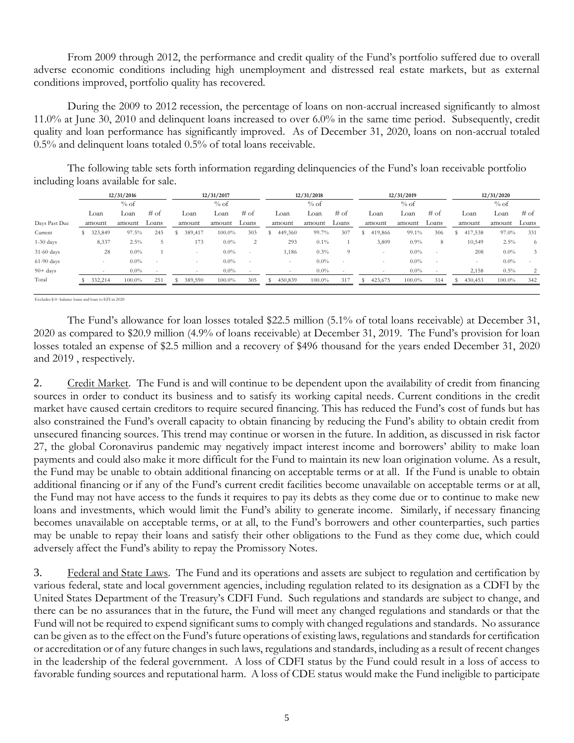From 2009 through 2012, the performance and credit quality of the Fund's portfolio suffered due to overall adverse economic conditions including high unemployment and distressed real estate markets, but as external conditions improved, portfolio quality has recovered.

During the 2009 to 2012 recession, the percentage of loans on non-accrual increased significantly to almost 11.0% at June 30, 2010 and delinquent loans increased to over 6.0% in the same time period. Subsequently, credit quality and loan performance has significantly improved. As of December 31, 2020, loans on non-accrual totaled 0.5% and delinquent loans totaled 0.5% of total loans receivable.

The following table sets forth information regarding delinquencies of the Fund's loan receivable portfolio including loans available for sale.

| | 12/31/2016 | | | 12/31/2017 | | | 12/31/2018 | | | 12/31/2019 | | | 12/31/2020 | | |
|---|---|---|---|---|---|---|---|---|---|---|---|---|---|---|---|
| Days Past Due | Loan amount | % of Loan amount | # of Loans | Loan amount | % of Loan amount | # of Loans | Loan amount | % of Loan amount | # of Loans | Loan amount | % of Loan amount | # of Loans | Loan amount | % of Loan amount | # of Loans |
| Current | $ 323,849 | 97.5% | 245 | $ 389,417 | 100.0% | 303 | $ 449,360 | 99.7% | 307 | $ 419,866 | 99.1% | 306 | $ 417,538 | 97.0% | 331 |
| 1-30 days | 8,337 | 2.5% | 5 | 173 | 0.0% | 2 | 293 | 0.1% | 1 | 3,809 | 0.9% | 8 | 10,549 | 2.5% | 6 |
| 31-60 days | 28 | 0.0% | 1 | - | 0.0% | - | 1,186 | 0.3% | 9 | - | 0.0% | - | 208 | 0.0% | 3 |
| 61-90 days | - | 0.0% | - | - | 0.0% | - | - | 0.0% | - | - | 0.0% | - | - | 0.0% | - |
| 90+ days | - | 0.0% | - | - | 0.0% | - | - | 0.0% | - | - | 0.0% | - | 2,158 | 0.5% | 2 |
| Total | $ 332,214 | 100.0% | 251 | $ 389,590 | 100.0% | 305 | $ 450,839 | 100.0% | 317 | $ 423,675 | 100.0% | 314 | $ 430,453 | 100.0% | 342 |

Excludes $-0- balance loans and loan to EFI in 2020

The Fund's allowance for loan losses totaled $22.5 million (5.1% of total loans receivable) at December 31, 2020 as compared to $20.9 million (4.9% of loans receivable) at December 31, 2019. The Fund's provision for loan losses totaled an expense of $2.5 million and a recovery of $496 thousand for the years ended December 31, 2020 and 2019 , respectively.

2. Credit Market. The Fund is and will continue to be dependent upon the availability of credit from financing sources in order to conduct its business and to satisfy its working capital needs. Current conditions in the credit market have caused certain creditors to require secured financing. This has reduced the Fund's cost of funds but has also constrained the Fund's overall capacity to obtain financing by reducing the Fund's ability to obtain credit from unsecured financing sources. This trend may continue or worsen in the future. In addition, as discussed in risk factor 27, the global Coronavirus pandemic may negatively impact interest income and borrowers' ability to make loan payments and could also make it more difficult for the Fund to maintain its new loan origination volume. As a result, the Fund may be unable to obtain additional financing on acceptable terms or at all. If the Fund is unable to obtain additional financing or if any of the Fund's current credit facilities become unavailable on acceptable terms or at all, the Fund may not have access to the funds it requires to pay its debts as they come due or to continue to make new loans and investments, which would limit the Fund's ability to generate income. Similarly, if necessary financing becomes unavailable on acceptable terms, or at all, to the Fund's borrowers and other counterparties, such parties may be unable to repay their loans and satisfy their other obligations to the Fund as they come due, which could adversely affect the Fund's ability to repay the Promissory Notes.

3. Federal and State Laws. The Fund and its operations and assets are subject to regulation and certification by various federal, state and local government agencies, including regulation related to its designation as a CDFI by the United States Department of the Treasury's CDFI Fund. Such regulations and standards are subject to change, and there can be no assurances that in the future, the Fund will meet any changed regulations and standards or that the Fund will not be required to expend significant sums to comply with changed regulations and standards. No assurance can be given as to the effect on the Fund's future operations of existing laws, regulations and standards for certification or accreditation or of any future changes in such laws, regulations and standards, including as a result of recent changes in the leadership of the federal government. A loss of CDFI status by the Fund could result in a loss of access to favorable funding sources and reputational harm. A loss of CDE status would make the Fund ineligible to participate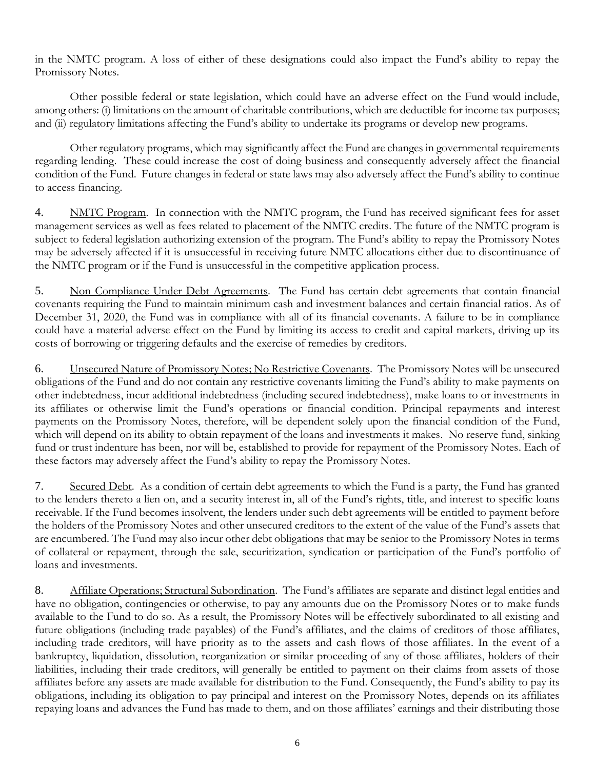in the NMTC program. A loss of either of these designations could also impact the Fund's ability to repay the Promissory Notes.

Other possible federal or state legislation, which could have an adverse effect on the Fund would include, among others: (i) limitations on the amount of charitable contributions, which are deductible for income tax purposes; and (ii) regulatory limitations affecting the Fund's ability to undertake its programs or develop new programs.

Other regulatory programs, which may significantly affect the Fund are changes in governmental requirements regarding lending. These could increase the cost of doing business and consequently adversely affect the financial condition of the Fund. Future changes in federal or state laws may also adversely affect the Fund's ability to continue to access financing.

4. NMTC Program. In connection with the NMTC program, the Fund has received significant fees for asset management services as well as fees related to placement of the NMTC credits. The future of the NMTC program is subject to federal legislation authorizing extension of the program. The Fund's ability to repay the Promissory Notes may be adversely affected if it is unsuccessful in receiving future NMTC allocations either due to discontinuance of the NMTC program or if the Fund is unsuccessful in the competitive application process.

5. Non Compliance Under Debt Agreements. The Fund has certain debt agreements that contain financial covenants requiring the Fund to maintain minimum cash and investment balances and certain financial ratios. As of December 31, 2020, the Fund was in compliance with all of its financial covenants. A failure to be in compliance could have a material adverse effect on the Fund by limiting its access to credit and capital markets, driving up its costs of borrowing or triggering defaults and the exercise of remedies by creditors.

6. Unsecured Nature of Promissory Notes; No Restrictive Covenants. The Promissory Notes will be unsecured obligations of the Fund and do not contain any restrictive covenants limiting the Fund's ability to make payments on other indebtedness, incur additional indebtedness (including secured indebtedness), make loans to or investments in its affiliates or otherwise limit the Fund's operations or financial condition. Principal repayments and interest payments on the Promissory Notes, therefore, will be dependent solely upon the financial condition of the Fund, which will depend on its ability to obtain repayment of the loans and investments it makes. No reserve fund, sinking fund or trust indenture has been, nor will be, established to provide for repayment of the Promissory Notes. Each of these factors may adversely affect the Fund's ability to repay the Promissory Notes.

7. Secured Debt. As a condition of certain debt agreements to which the Fund is a party, the Fund has granted to the lenders thereto a lien on, and a security interest in, all of the Fund's rights, title, and interest to specific loans receivable. If the Fund becomes insolvent, the lenders under such debt agreements will be entitled to payment before the holders of the Promissory Notes and other unsecured creditors to the extent of the value of the Fund's assets that are encumbered. The Fund may also incur other debt obligations that may be senior to the Promissory Notes in terms of collateral or repayment, through the sale, securitization, syndication or participation of the Fund's portfolio of loans and investments.

8. Affiliate Operations; Structural Subordination. The Fund's affiliates are separate and distinct legal entities and have no obligation, contingencies or otherwise, to pay any amounts due on the Promissory Notes or to make funds available to the Fund to do so. As a result, the Promissory Notes will be effectively subordinated to all existing and future obligations (including trade payables) of the Fund's affiliates, and the claims of creditors of those affiliates, including trade creditors, will have priority as to the assets and cash flows of those affiliates. In the event of a bankruptcy, liquidation, dissolution, reorganization or similar proceeding of any of those affiliates, holders of their liabilities, including their trade creditors, will generally be entitled to payment on their claims from assets of those affiliates before any assets are made available for distribution to the Fund. Consequently, the Fund's ability to pay its obligations, including its obligation to pay principal and interest on the Promissory Notes, depends on its affiliates repaying loans and advances the Fund has made to them, and on those affiliates' earnings and their distributing those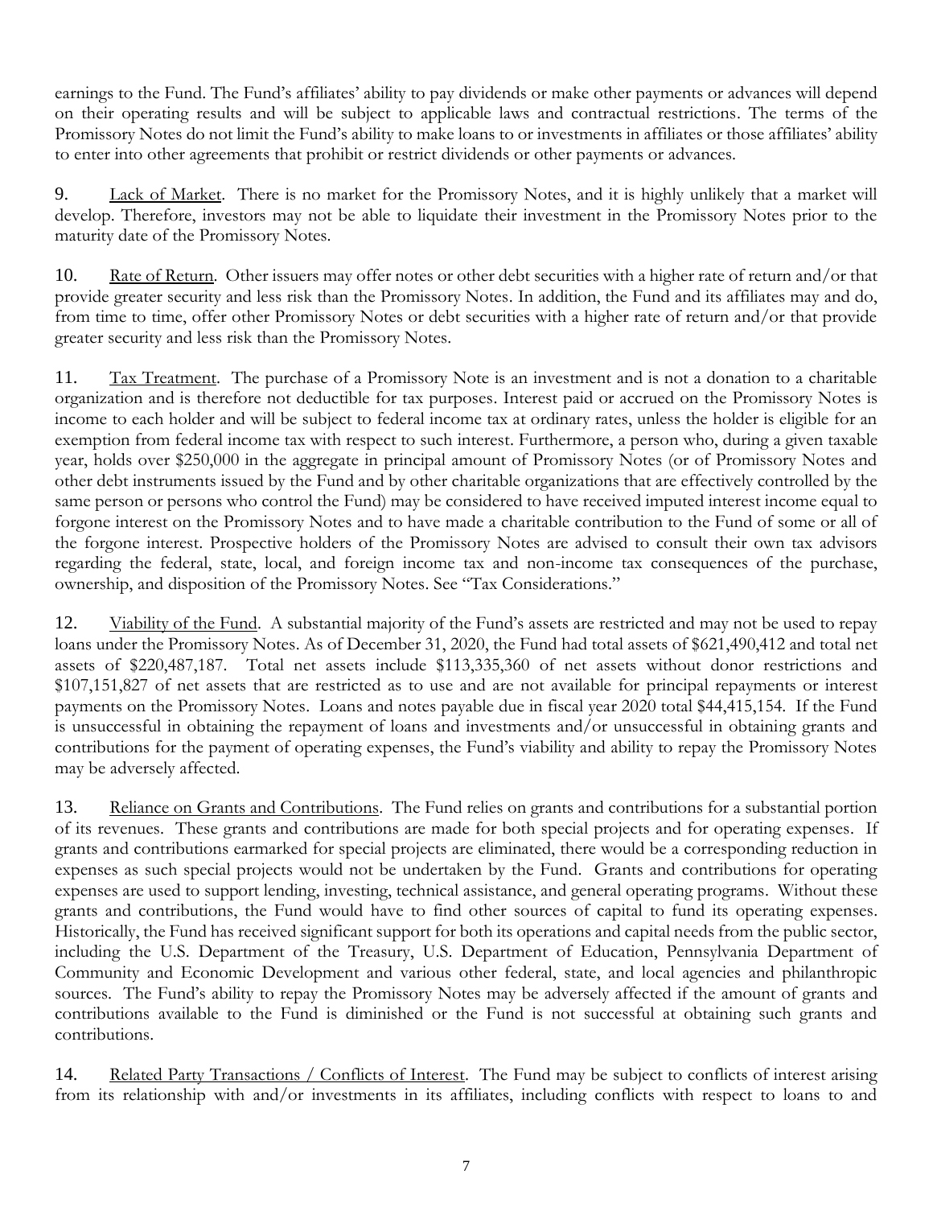earnings to the Fund. The Fund's affiliates' ability to pay dividends or make other payments or advances will depend on their operating results and will be subject to applicable laws and contractual restrictions. The terms of the Promissory Notes do not limit the Fund's ability to make loans to or investments in affiliates or those affiliates' ability to enter into other agreements that prohibit or restrict dividends or other payments or advances.

9. Lack of Market. There is no market for the Promissory Notes, and it is highly unlikely that a market will develop. Therefore, investors may not be able to liquidate their investment in the Promissory Notes prior to the maturity date of the Promissory Notes.

10. Rate of Return. Other issuers may offer notes or other debt securities with a higher rate of return and/or that provide greater security and less risk than the Promissory Notes. In addition, the Fund and its affiliates may and do, from time to time, offer other Promissory Notes or debt securities with a higher rate of return and/or that provide greater security and less risk than the Promissory Notes.

11. Tax Treatment. The purchase of a Promissory Note is an investment and is not a donation to a charitable organization and is therefore not deductible for tax purposes. Interest paid or accrued on the Promissory Notes is income to each holder and will be subject to federal income tax at ordinary rates, unless the holder is eligible for an exemption from federal income tax with respect to such interest. Furthermore, a person who, during a given taxable year, holds over $250,000 in the aggregate in principal amount of Promissory Notes (or of Promissory Notes and other debt instruments issued by the Fund and by other charitable organizations that are effectively controlled by the same person or persons who control the Fund) may be considered to have received imputed interest income equal to forgone interest on the Promissory Notes and to have made a charitable contribution to the Fund of some or all of the forgone interest. Prospective holders of the Promissory Notes are advised to consult their own tax advisors regarding the federal, state, local, and foreign income tax and non-income tax consequences of the purchase, ownership, and disposition of the Promissory Notes. See "Tax Considerations."

12. Viability of the Fund. A substantial majority of the Fund's assets are restricted and may not be used to repay loans under the Promissory Notes. As of December 31, 2020, the Fund had total assets of $621,490,412 and total net assets of $220,487,187. Total net assets include $113,335,360 of net assets without donor restrictions and $107,151,827 of net assets that are restricted as to use and are not available for principal repayments or interest payments on the Promissory Notes. Loans and notes payable due in fiscal year 2020 total $44,415,154. If the Fund is unsuccessful in obtaining the repayment of loans and investments and/or unsuccessful in obtaining grants and contributions for the payment of operating expenses, the Fund's viability and ability to repay the Promissory Notes may be adversely affected.

13. Reliance on Grants and Contributions. The Fund relies on grants and contributions for a substantial portion of its revenues. These grants and contributions are made for both special projects and for operating expenses. If grants and contributions earmarked for special projects are eliminated, there would be a corresponding reduction in expenses as such special projects would not be undertaken by the Fund. Grants and contributions for operating expenses are used to support lending, investing, technical assistance, and general operating programs. Without these grants and contributions, the Fund would have to find other sources of capital to fund its operating expenses. Historically, the Fund has received significant support for both its operations and capital needs from the public sector, including the U.S. Department of the Treasury, U.S. Department of Education, Pennsylvania Department of Community and Economic Development and various other federal, state, and local agencies and philanthropic sources. The Fund's ability to repay the Promissory Notes may be adversely affected if the amount of grants and contributions available to the Fund is diminished or the Fund is not successful at obtaining such grants and contributions.

14. Related Party Transactions / Conflicts of Interest. The Fund may be subject to conflicts of interest arising from its relationship with and/or investments in its affiliates, including conflicts with respect to loans to and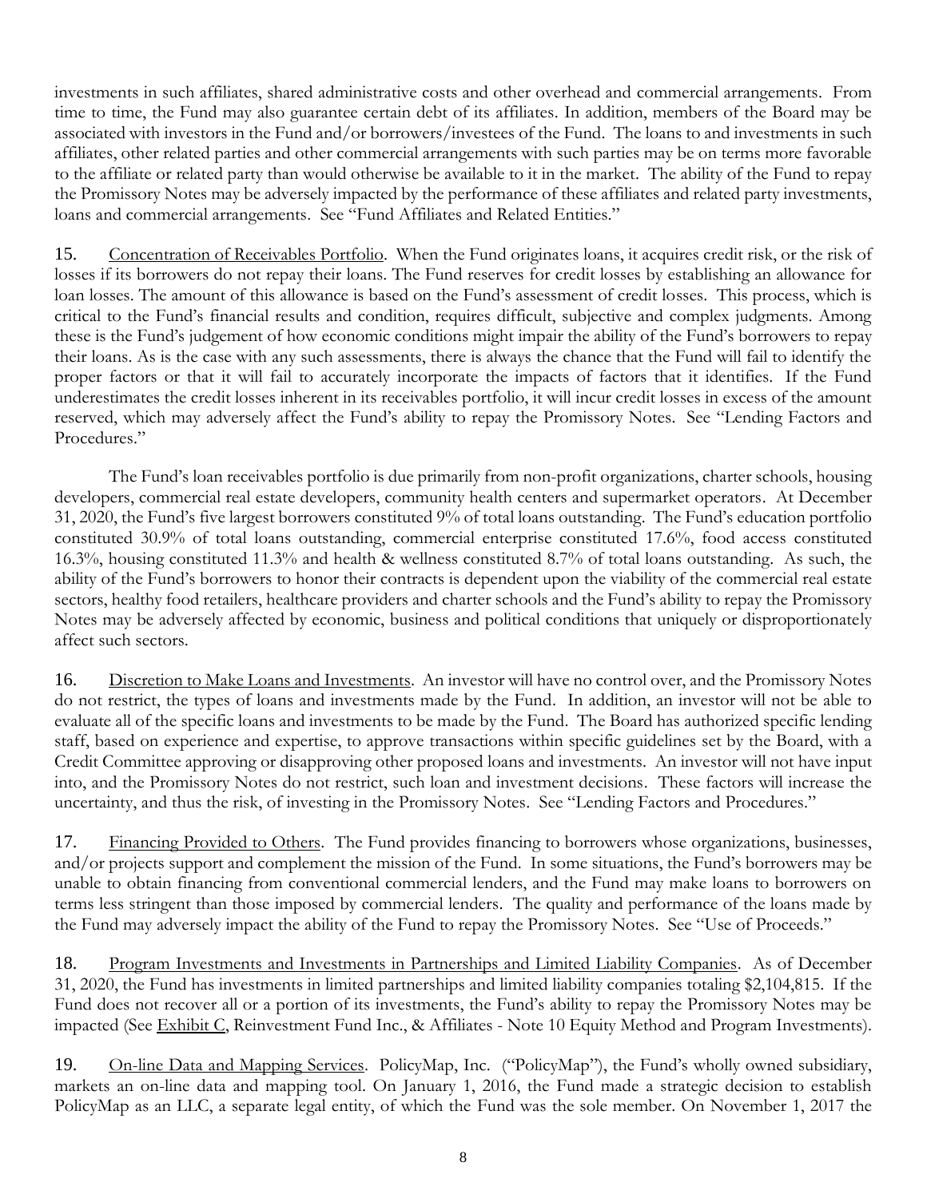investments in such affiliates, shared administrative costs and other overhead and commercial arrangements. From time to time, the Fund may also guarantee certain debt of its affiliates. In addition, members of the Board may be associated with investors in the Fund and/or borrowers/investees of the Fund. The loans to and investments in such affiliates, other related parties and other commercial arrangements with such parties may be on terms more favorable to the affiliate or related party than would otherwise be available to it in the market. The ability of the Fund to repay the Promissory Notes may be adversely impacted by the performance of these affiliates and related party investments, loans and commercial arrangements. See "Fund Affiliates and Related Entities."

15. Concentration of Receivables Portfolio. When the Fund originates loans, it acquires credit risk, or the risk of losses if its borrowers do not repay their loans. The Fund reserves for credit losses by establishing an allowance for loan losses. The amount of this allowance is based on the Fund's assessment of credit losses. This process, which is critical to the Fund's financial results and condition, requires difficult, subjective and complex judgments. Among these is the Fund's judgement of how economic conditions might impair the ability of the Fund's borrowers to repay their loans. As is the case with any such assessments, there is always the chance that the Fund will fail to identify the proper factors or that it will fail to accurately incorporate the impacts of factors that it identifies. If the Fund underestimates the credit losses inherent in its receivables portfolio, it will incur credit losses in excess of the amount reserved, which may adversely affect the Fund's ability to repay the Promissory Notes. See "Lending Factors and Procedures."

The Fund's loan receivables portfolio is due primarily from non-profit organizations, charter schools, housing developers, commercial real estate developers, community health centers and supermarket operators. At December 31, 2020, the Fund's five largest borrowers constituted 9% of total loans outstanding. The Fund's education portfolio constituted 30.9% of total loans outstanding, commercial enterprise constituted 17.6%, food access constituted 16.3%, housing constituted 11.3% and health & wellness constituted 8.7% of total loans outstanding. As such, the ability of the Fund's borrowers to honor their contracts is dependent upon the viability of the commercial real estate sectors, healthy food retailers, healthcare providers and charter schools and the Fund's ability to repay the Promissory Notes may be adversely affected by economic, business and political conditions that uniquely or disproportionately affect such sectors.

16. Discretion to Make Loans and Investments. An investor will have no control over, and the Promissory Notes do not restrict, the types of loans and investments made by the Fund. In addition, an investor will not be able to evaluate all of the specific loans and investments to be made by the Fund. The Board has authorized specific lending staff, based on experience and expertise, to approve transactions within specific guidelines set by the Board, with a Credit Committee approving or disapproving other proposed loans and investments. An investor will not have input into, and the Promissory Notes do not restrict, such loan and investment decisions. These factors will increase the uncertainty, and thus the risk, of investing in the Promissory Notes. See "Lending Factors and Procedures."

17. Financing Provided to Others. The Fund provides financing to borrowers whose organizations, businesses, and/or projects support and complement the mission of the Fund. In some situations, the Fund's borrowers may be unable to obtain financing from conventional commercial lenders, and the Fund may make loans to borrowers on terms less stringent than those imposed by commercial lenders. The quality and performance of the loans made by the Fund may adversely impact the ability of the Fund to repay the Promissory Notes. See "Use of Proceeds."

18. Program Investments and Investments in Partnerships and Limited Liability Companies. As of December 31, 2020, the Fund has investments in limited partnerships and limited liability companies totaling $2,104,815. If the Fund does not recover all or a portion of its investments, the Fund's ability to repay the Promissory Notes may be impacted (See Exhibit C, Reinvestment Fund Inc., & Affiliates - Note 10 Equity Method and Program Investments).

19. On-line Data and Mapping Services. PolicyMap, Inc. ("PolicyMap"), the Fund's wholly owned subsidiary, markets an on-line data and mapping tool. On January 1, 2016, the Fund made a strategic decision to establish PolicyMap as an LLC, a separate legal entity, of which the Fund was the sole member. On November 1, 2017 the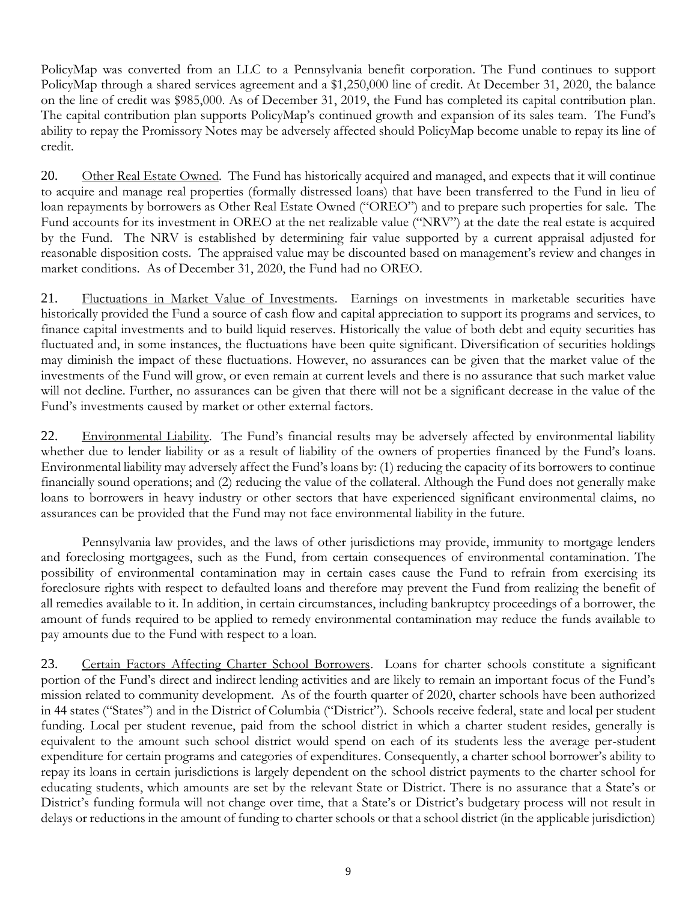PolicyMap was converted from an LLC to a Pennsylvania benefit corporation. The Fund continues to support PolicyMap through a shared services agreement and a $1,250,000 line of credit. At December 31, 2020, the balance on the line of credit was $985,000. As of December 31, 2019, the Fund has completed its capital contribution plan. The capital contribution plan supports PolicyMap's continued growth and expansion of its sales team. The Fund's ability to repay the Promissory Notes may be adversely affected should PolicyMap become unable to repay its line of credit.

20. Other Real Estate Owned. The Fund has historically acquired and managed, and expects that it will continue to acquire and manage real properties (formally distressed loans) that have been transferred to the Fund in lieu of loan repayments by borrowers as Other Real Estate Owned ("OREO") and to prepare such properties for sale. The Fund accounts for its investment in OREO at the net realizable value ("NRV") at the date the real estate is acquired by the Fund. The NRV is established by determining fair value supported by a current appraisal adjusted for reasonable disposition costs. The appraised value may be discounted based on management's review and changes in market conditions. As of December 31, 2020, the Fund had no OREO.

21. Fluctuations in Market Value of Investments. Earnings on investments in marketable securities have historically provided the Fund a source of cash flow and capital appreciation to support its programs and services, to finance capital investments and to build liquid reserves. Historically the value of both debt and equity securities has fluctuated and, in some instances, the fluctuations have been quite significant. Diversification of securities holdings may diminish the impact of these fluctuations. However, no assurances can be given that the market value of the investments of the Fund will grow, or even remain at current levels and there is no assurance that such market value will not decline. Further, no assurances can be given that there will not be a significant decrease in the value of the Fund's investments caused by market or other external factors.

22. Environmental Liability. The Fund's financial results may be adversely affected by environmental liability whether due to lender liability or as a result of liability of the owners of properties financed by the Fund's loans. Environmental liability may adversely affect the Fund's loans by: (1) reducing the capacity of its borrowers to continue financially sound operations; and (2) reducing the value of the collateral. Although the Fund does not generally make loans to borrowers in heavy industry or other sectors that have experienced significant environmental claims, no assurances can be provided that the Fund may not face environmental liability in the future.

Pennsylvania law provides, and the laws of other jurisdictions may provide, immunity to mortgage lenders and foreclosing mortgagees, such as the Fund, from certain consequences of environmental contamination. The possibility of environmental contamination may in certain cases cause the Fund to refrain from exercising its foreclosure rights with respect to defaulted loans and therefore may prevent the Fund from realizing the benefit of all remedies available to it. In addition, in certain circumstances, including bankruptcy proceedings of a borrower, the amount of funds required to be applied to remedy environmental contamination may reduce the funds available to pay amounts due to the Fund with respect to a loan.

23. Certain Factors Affecting Charter School Borrowers. Loans for charter schools constitute a significant portion of the Fund's direct and indirect lending activities and are likely to remain an important focus of the Fund's mission related to community development. As of the fourth quarter of 2020, charter schools have been authorized in 44 states ("States") and in the District of Columbia ("District"). Schools receive federal, state and local per student funding. Local per student revenue, paid from the school district in which a charter student resides, generally is equivalent to the amount such school district would spend on each of its students less the average per-student expenditure for certain programs and categories of expenditures. Consequently, a charter school borrower's ability to repay its loans in certain jurisdictions is largely dependent on the school district payments to the charter school for educating students, which amounts are set by the relevant State or District. There is no assurance that a State's or District's funding formula will not change over time, that a State's or District's budgetary process will not result in delays or reductions in the amount of funding to charter schools or that a school district (in the applicable jurisdiction)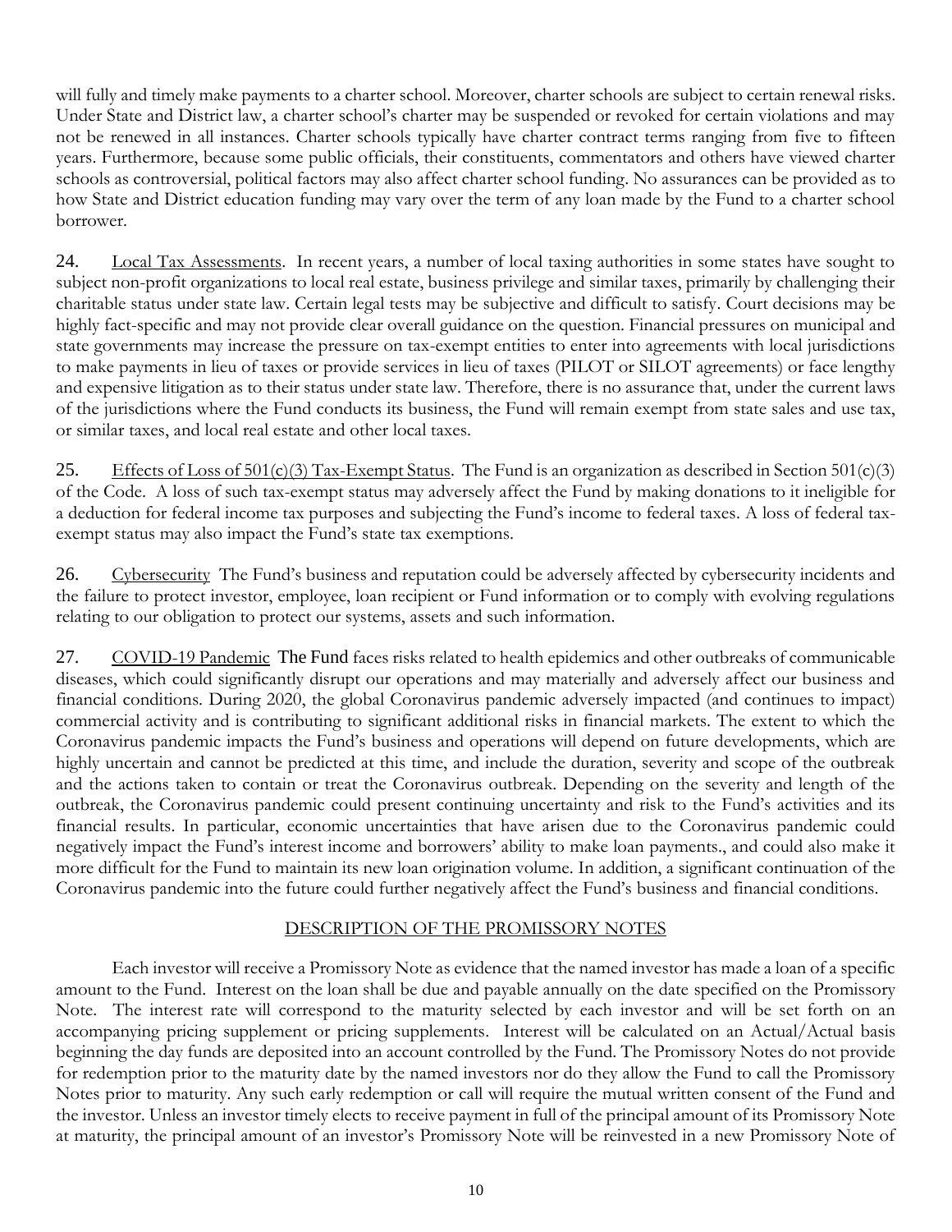will fully and timely make payments to a charter school. Moreover, charter schools are subject to certain renewal risks. Under State and District law, a charter school's charter may be suspended or revoked for certain violations and may not be renewed in all instances. Charter schools typically have charter contract terms ranging from five to fifteen years. Furthermore, because some public officials, their constituents, commentators and others have viewed charter schools as controversial, political factors may also affect charter school funding. No assurances can be provided as to how State and District education funding may vary over the term of any loan made by the Fund to a charter school borrower.

24. Local Tax Assessments. In recent years, a number of local taxing authorities in some states have sought to subject non-profit organizations to local real estate, business privilege and similar taxes, primarily by challenging their charitable status under state law. Certain legal tests may be subjective and difficult to satisfy. Court decisions may be highly fact-specific and may not provide clear overall guidance on the question. Financial pressures on municipal and state governments may increase the pressure on tax-exempt entities to enter into agreements with local jurisdictions to make payments in lieu of taxes or provide services in lieu of taxes (PILOT or SILOT agreements) or face lengthy and expensive litigation as to their status under state law. Therefore, there is no assurance that, under the current laws of the jurisdictions where the Fund conducts its business, the Fund will remain exempt from state sales and use tax, or similar taxes, and local real estate and other local taxes.

25. Effects of Loss of 501(c)(3) Tax-Exempt Status. The Fund is an organization as described in Section 501(c)(3) of the Code. A loss of such tax-exempt status may adversely affect the Fund by making donations to it ineligible for a deduction for federal income tax purposes and subjecting the Fund's income to federal taxes. A loss of federal tax-exempt status may also impact the Fund's state tax exemptions.

26. Cybersecurity The Fund's business and reputation could be adversely affected by cybersecurity incidents and the failure to protect investor, employee, loan recipient or Fund information or to comply with evolving regulations relating to our obligation to protect our systems, assets and such information.

27. COVID-19 Pandemic The Fund faces risks related to health epidemics and other outbreaks of communicable diseases, which could significantly disrupt our operations and may materially and adversely affect our business and financial conditions. During 2020, the global Coronavirus pandemic adversely impacted (and continues to impact) commercial activity and is contributing to significant additional risks in financial markets. The extent to which the Coronavirus pandemic impacts the Fund's business and operations will depend on future developments, which are highly uncertain and cannot be predicted at this time, and include the duration, severity and scope of the outbreak and the actions taken to contain or treat the Coronavirus outbreak. Depending on the severity and length of the outbreak, the Coronavirus pandemic could present continuing uncertainty and risk to the Fund's activities and its financial results. In particular, economic uncertainties that have arisen due to the Coronavirus pandemic could negatively impact the Fund's interest income and borrowers' ability to make loan payments., and could also make it more difficult for the Fund to maintain its new loan origination volume. In addition, a significant continuation of the Coronavirus pandemic into the future could further negatively affect the Fund's business and financial conditions.

## DESCRIPTION OF THE PROMISSORY NOTES

Each investor will receive a Promissory Note as evidence that the named investor has made a loan of a specific amount to the Fund. Interest on the loan shall be due and payable annually on the date specified on the Promissory Note. The interest rate will correspond to the maturity selected by each investor and will be set forth on an accompanying pricing supplement or pricing supplements. Interest will be calculated on an Actual/Actual basis beginning the day funds are deposited into an account controlled by the Fund. The Promissory Notes do not provide for redemption prior to the maturity date by the named investors nor do they allow the Fund to call the Promissory Notes prior to maturity. Any such early redemption or call will require the mutual written consent of the Fund and the investor. Unless an investor timely elects to receive payment in full of the principal amount of its Promissory Note at maturity, the principal amount of an investor's Promissory Note will be reinvested in a new Promissory Note of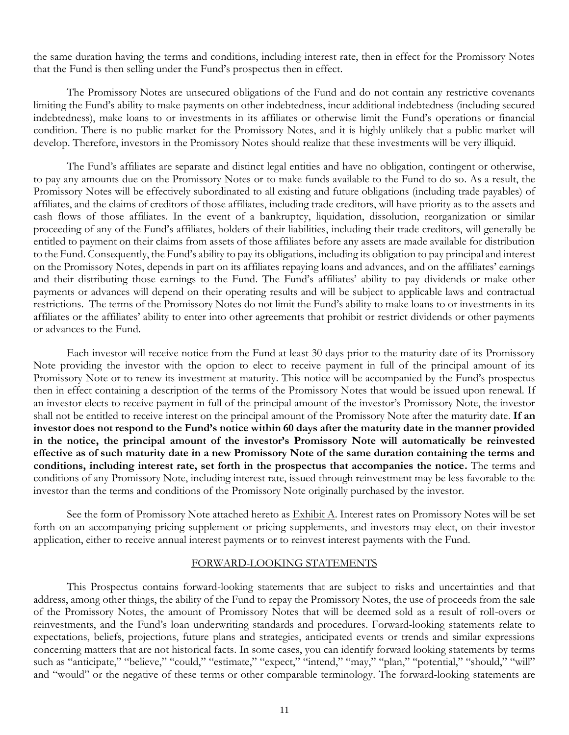the same duration having the terms and conditions, including interest rate, then in effect for the Promissory Notes that the Fund is then selling under the Fund's prospectus then in effect.

The Promissory Notes are unsecured obligations of the Fund and do not contain any restrictive covenants limiting the Fund's ability to make payments on other indebtedness, incur additional indebtedness (including secured indebtedness), make loans to or investments in its affiliates or otherwise limit the Fund's operations or financial condition. There is no public market for the Promissory Notes, and it is highly unlikely that a public market will develop. Therefore, investors in the Promissory Notes should realize that these investments will be very illiquid.

The Fund's affiliates are separate and distinct legal entities and have no obligation, contingent or otherwise, to pay any amounts due on the Promissory Notes or to make funds available to the Fund to do so. As a result, the Promissory Notes will be effectively subordinated to all existing and future obligations (including trade payables) of affiliates, and the claims of creditors of those affiliates, including trade creditors, will have priority as to the assets and cash flows of those affiliates. In the event of a bankruptcy, liquidation, dissolution, reorganization or similar proceeding of any of the Fund's affiliates, holders of their liabilities, including their trade creditors, will generally be entitled to payment on their claims from assets of those affiliates before any assets are made available for distribution to the Fund. Consequently, the Fund's ability to pay its obligations, including its obligation to pay principal and interest on the Promissory Notes, depends in part on its affiliates repaying loans and advances, and on the affiliates' earnings and their distributing those earnings to the Fund. The Fund's affiliates' ability to pay dividends or make other payments or advances will depend on their operating results and will be subject to applicable laws and contractual restrictions. The terms of the Promissory Notes do not limit the Fund's ability to make loans to or investments in its affiliates or the affiliates' ability to enter into other agreements that prohibit or restrict dividends or other payments or advances to the Fund.

Each investor will receive notice from the Fund at least 30 days prior to the maturity date of its Promissory Note providing the investor with the option to elect to receive payment in full of the principal amount of its Promissory Note or to renew its investment at maturity. This notice will be accompanied by the Fund's prospectus then in effect containing a description of the terms of the Promissory Notes that would be issued upon renewal. If an investor elects to receive payment in full of the principal amount of the investor's Promissory Note, the investor shall not be entitled to receive interest on the principal amount of the Promissory Note after the maturity date. **If an investor does not respond to the Fund's notice within 60 days after the maturity date in the manner provided in the notice, the principal amount of the investor's Promissory Note will automatically be reinvested effective as of such maturity date in a new Promissory Note of the same duration containing the terms and conditions, including interest rate, set forth in the prospectus that accompanies the notice.** The terms and conditions of any Promissory Note, including interest rate, issued through reinvestment may be less favorable to the investor than the terms and conditions of the Promissory Note originally purchased by the investor.

See the form of Promissory Note attached hereto as Exhibit A. Interest rates on Promissory Notes will be set forth on an accompanying pricing supplement or pricing supplements, and investors may elect, on their investor application, either to receive annual interest payments or to reinvest interest payments with the Fund.

## FORWARD-LOOKING STATEMENTS

This Prospectus contains forward-looking statements that are subject to risks and uncertainties and that address, among other things, the ability of the Fund to repay the Promissory Notes, the use of proceeds from the sale of the Promissory Notes, the amount of Promissory Notes that will be deemed sold as a result of roll-overs or reinvestments, and the Fund's loan underwriting standards and procedures. Forward-looking statements relate to expectations, beliefs, projections, future plans and strategies, anticipated events or trends and similar expressions concerning matters that are not historical facts. In some cases, you can identify forward looking statements by terms such as "anticipate," "believe," "could," "estimate," "expect," "intend," "may," "plan," "potential," "should," "will" and "would" or the negative of these terms or other comparable terminology. The forward-looking statements are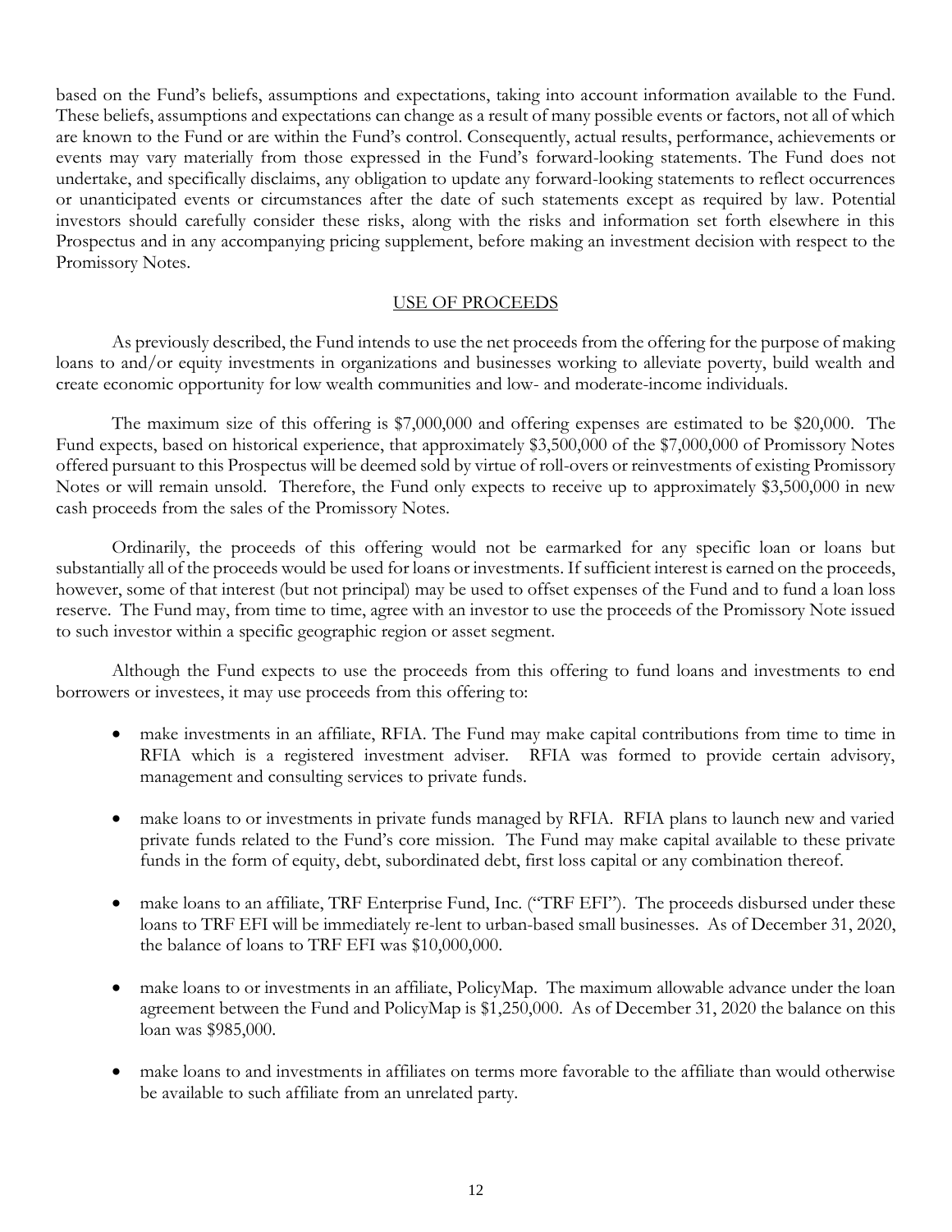based on the Fund's beliefs, assumptions and expectations, taking into account information available to the Fund. These beliefs, assumptions and expectations can change as a result of many possible events or factors, not all of which are known to the Fund or are within the Fund's control. Consequently, actual results, performance, achievements or events may vary materially from those expressed in the Fund's forward-looking statements. The Fund does not undertake, and specifically disclaims, any obligation to update any forward-looking statements to reflect occurrences or unanticipated events or circumstances after the date of such statements except as required by law. Potential investors should carefully consider these risks, along with the risks and information set forth elsewhere in this Prospectus and in any accompanying pricing supplement, before making an investment decision with respect to the Promissory Notes.

## USE OF PROCEEDS

As previously described, the Fund intends to use the net proceeds from the offering for the purpose of making loans to and/or equity investments in organizations and businesses working to alleviate poverty, build wealth and create economic opportunity for low wealth communities and low- and moderate-income individuals.

The maximum size of this offering is $7,000,000 and offering expenses are estimated to be $20,000. The Fund expects, based on historical experience, that approximately $3,500,000 of the $7,000,000 of Promissory Notes offered pursuant to this Prospectus will be deemed sold by virtue of roll-overs or reinvestments of existing Promissory Notes or will remain unsold. Therefore, the Fund only expects to receive up to approximately $3,500,000 in new cash proceeds from the sales of the Promissory Notes.

Ordinarily, the proceeds of this offering would not be earmarked for any specific loan or loans but substantially all of the proceeds would be used for loans or investments. If sufficient interest is earned on the proceeds, however, some of that interest (but not principal) may be used to offset expenses of the Fund and to fund a loan loss reserve. The Fund may, from time to time, agree with an investor to use the proceeds of the Promissory Note issued to such investor within a specific geographic region or asset segment.

Although the Fund expects to use the proceeds from this offering to fund loans and investments to end borrowers or investees, it may use proceeds from this offering to:

- make investments in an affiliate, RFIA. The Fund may make capital contributions from time to time in RFIA which is a registered investment adviser. RFIA was formed to provide certain advisory, management and consulting services to private funds.

- make loans to or investments in private funds managed by RFIA. RFIA plans to launch new and varied private funds related to the Fund's core mission. The Fund may make capital available to these private funds in the form of equity, debt, subordinated debt, first loss capital or any combination thereof.

- make loans to an affiliate, TRF Enterprise Fund, Inc. ("TRF EFI"). The proceeds disbursed under these loans to TRF EFI will be immediately re-lent to urban-based small businesses. As of December 31, 2020, the balance of loans to TRF EFI was $10,000,000.

- make loans to or investments in an affiliate, PolicyMap. The maximum allowable advance under the loan agreement between the Fund and PolicyMap is $1,250,000. As of December 31, 2020 the balance on this loan was $985,000.

- make loans to and investments in affiliates on terms more favorable to the affiliate than would otherwise be available to such affiliate from an unrelated party.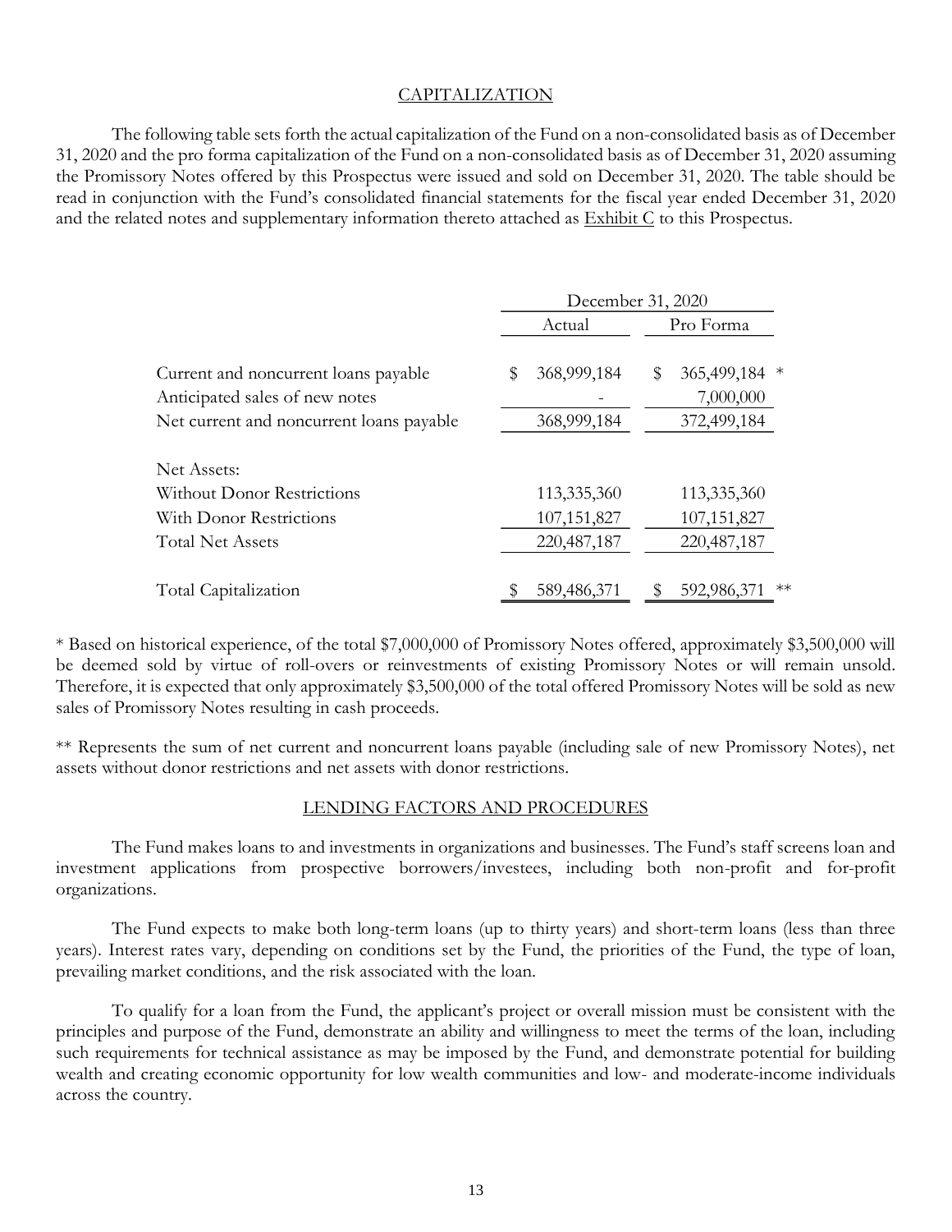## CAPITALIZATION

The following table sets forth the actual capitalization of the Fund on a non-consolidated basis as of December 31, 2020 and the pro forma capitalization of the Fund on a non-consolidated basis as of December 31, 2020 assuming the Promissory Notes offered by this Prospectus were issued and sold on December 31, 2020. The table should be read in conjunction with the Fund's consolidated financial statements for the fiscal year ended December 31, 2020 and the related notes and supplementary information thereto attached as Exhibit C to this Prospectus.

| | December 31, 2020 | |
|---|---|---|
| | Actual | Pro Forma |
| Current and noncurrent loans payable | $ 368,999,184 | $ 365,499,184 * |
| Anticipated sales of new notes | - | 7,000,000 |
| Net current and noncurrent loans payable | 368,999,184 | 372,499,184 |
| Net Assets: | | |
| Without Donor Restrictions | 113,335,360 | 113,335,360 |
| With Donor Restrictions | 107,151,827 | 107,151,827 |
| Total Net Assets | 220,487,187 | 220,487,187 |
| Total Capitalization | $ 589,486,371 | $ 592,986,371 ** |

* Based on historical experience, of the total $7,000,000 of Promissory Notes offered, approximately $3,500,000 will be deemed sold by virtue of roll-overs or reinvestments of existing Promissory Notes or will remain unsold. Therefore, it is expected that only approximately $3,500,000 of the total offered Promissory Notes will be sold as new sales of Promissory Notes resulting in cash proceeds.

** Represents the sum of net current and noncurrent loans payable (including sale of new Promissory Notes), net assets without donor restrictions and net assets with donor restrictions.

## LENDING FACTORS AND PROCEDURES

The Fund makes loans to and investments in organizations and businesses. The Fund's staff screens loan and investment applications from prospective borrowers/investees, including both non-profit and for-profit organizations.

The Fund expects to make both long-term loans (up to thirty years) and short-term loans (less than three years). Interest rates vary, depending on conditions set by the Fund, the priorities of the Fund, the type of loan, prevailing market conditions, and the risk associated with the loan.

To qualify for a loan from the Fund, the applicant's project or overall mission must be consistent with the principles and purpose of the Fund, demonstrate an ability and willingness to meet the terms of the loan, including such requirements for technical assistance as may be imposed by the Fund, and demonstrate potential for building wealth and creating economic opportunity for low wealth communities and low- and moderate-income individuals across the country.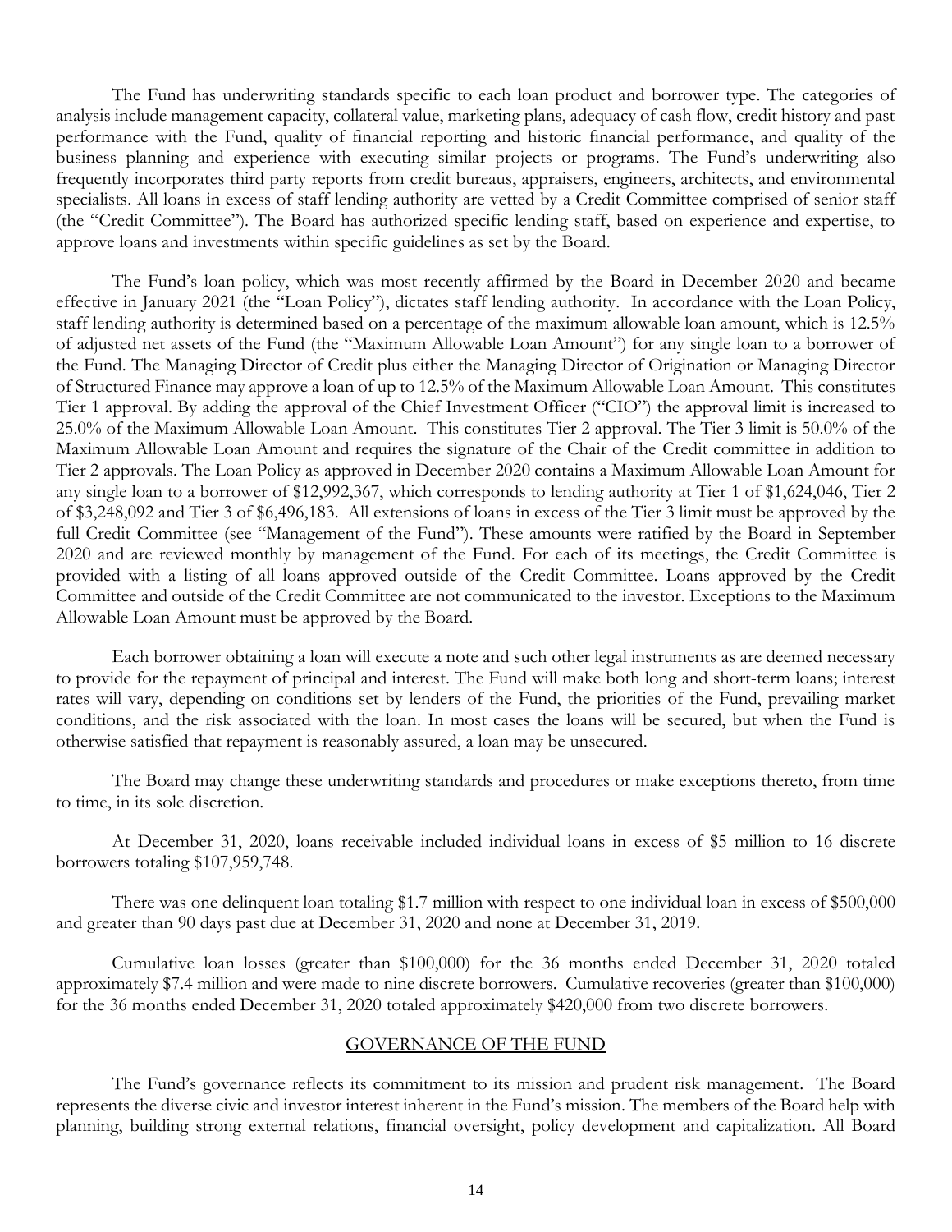The Fund has underwriting standards specific to each loan product and borrower type. The categories of analysis include management capacity, collateral value, marketing plans, adequacy of cash flow, credit history and past performance with the Fund, quality of financial reporting and historic financial performance, and quality of the business planning and experience with executing similar projects or programs. The Fund's underwriting also frequently incorporates third party reports from credit bureaus, appraisers, engineers, architects, and environmental specialists. All loans in excess of staff lending authority are vetted by a Credit Committee comprised of senior staff (the "Credit Committee"). The Board has authorized specific lending staff, based on experience and expertise, to approve loans and investments within specific guidelines as set by the Board.

The Fund's loan policy, which was most recently affirmed by the Board in December 2020 and became effective in January 2021 (the "Loan Policy"), dictates staff lending authority. In accordance with the Loan Policy, staff lending authority is determined based on a percentage of the maximum allowable loan amount, which is 12.5% of adjusted net assets of the Fund (the "Maximum Allowable Loan Amount") for any single loan to a borrower of the Fund. The Managing Director of Credit plus either the Managing Director of Origination or Managing Director of Structured Finance may approve a loan of up to 12.5% of the Maximum Allowable Loan Amount. This constitutes Tier 1 approval. By adding the approval of the Chief Investment Officer ("CIO") the approval limit is increased to 25.0% of the Maximum Allowable Loan Amount. This constitutes Tier 2 approval. The Tier 3 limit is 50.0% of the Maximum Allowable Loan Amount and requires the signature of the Chair of the Credit committee in addition to Tier 2 approvals. The Loan Policy as approved in December 2020 contains a Maximum Allowable Loan Amount for any single loan to a borrower of $12,992,367, which corresponds to lending authority at Tier 1 of $1,624,046, Tier 2 of $3,248,092 and Tier 3 of $6,496,183. All extensions of loans in excess of the Tier 3 limit must be approved by the full Credit Committee (see "Management of the Fund"). These amounts were ratified by the Board in September 2020 and are reviewed monthly by management of the Fund. For each of its meetings, the Credit Committee is provided with a listing of all loans approved outside of the Credit Committee. Loans approved by the Credit Committee and outside of the Credit Committee are not communicated to the investor. Exceptions to the Maximum Allowable Loan Amount must be approved by the Board.

Each borrower obtaining a loan will execute a note and such other legal instruments as are deemed necessary to provide for the repayment of principal and interest. The Fund will make both long and short-term loans; interest rates will vary, depending on conditions set by lenders of the Fund, the priorities of the Fund, prevailing market conditions, and the risk associated with the loan. In most cases the loans will be secured, but when the Fund is otherwise satisfied that repayment is reasonably assured, a loan may be unsecured.

The Board may change these underwriting standards and procedures or make exceptions thereto, from time to time, in its sole discretion.

At December 31, 2020, loans receivable included individual loans in excess of $5 million to 16 discrete borrowers totaling $107,959,748.

There was one delinquent loan totaling $1.7 million with respect to one individual loan in excess of $500,000 and greater than 90 days past due at December 31, 2020 and none at December 31, 2019.

Cumulative loan losses (greater than $100,000) for the 36 months ended December 31, 2020 totaled approximately $7.4 million and were made to nine discrete borrowers. Cumulative recoveries (greater than $100,000) for the 36 months ended December 31, 2020 totaled approximately $420,000 from two discrete borrowers.

## GOVERNANCE OF THE FUND

The Fund's governance reflects its commitment to its mission and prudent risk management. The Board represents the diverse civic and investor interest inherent in the Fund's mission. The members of the Board help with planning, building strong external relations, financial oversight, policy development and capitalization. All Board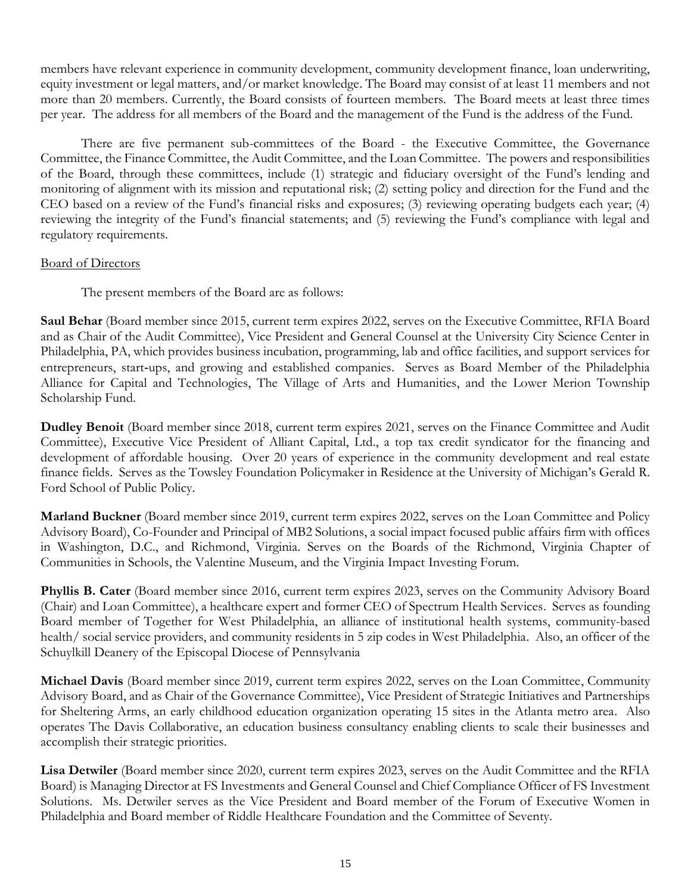members have relevant experience in community development, community development finance, loan underwriting, equity investment or legal matters, and/or market knowledge. The Board may consist of at least 11 members and not more than 20 members. Currently, the Board consists of fourteen members. The Board meets at least three times per year. The address for all members of the Board and the management of the Fund is the address of the Fund.

There are five permanent sub-committees of the Board - the Executive Committee, the Governance Committee, the Finance Committee, the Audit Committee, and the Loan Committee. The powers and responsibilities of the Board, through these committees, include (1) strategic and fiduciary oversight of the Fund's lending and monitoring of alignment with its mission and reputational risk; (2) setting policy and direction for the Fund and the CEO based on a review of the Fund's financial risks and exposures; (3) reviewing operating budgets each year; (4) reviewing the integrity of the Fund's financial statements; and (5) reviewing the Fund's compliance with legal and regulatory requirements.

Board of Directors

The present members of the Board are as follows:

**Saul Behar** (Board member since 2015, current term expires 2022, serves on the Executive Committee, RFIA Board and as Chair of the Audit Committee), Vice President and General Counsel at the University City Science Center in Philadelphia, PA, which provides business incubation, programming, lab and office facilities, and support services for entrepreneurs, start-ups, and growing and established companies. Serves as Board Member of the Philadelphia Alliance for Capital and Technologies, The Village of Arts and Humanities, and the Lower Merion Township Scholarship Fund.

**Dudley Benoit** (Board member since 2018, current term expires 2021, serves on the Finance Committee and Audit Committee), Executive Vice President of Alliant Capital, Ltd., a top tax credit syndicator for the financing and development of affordable housing. Over 20 years of experience in the community development and real estate finance fields. Serves as the Towsley Foundation Policymaker in Residence at the University of Michigan's Gerald R. Ford School of Public Policy.

**Marland Buckner** (Board member since 2019, current term expires 2022, serves on the Loan Committee and Policy Advisory Board), Co-Founder and Principal of MB2 Solutions, a social impact focused public affairs firm with offices in Washington, D.C., and Richmond, Virginia. Serves on the Boards of the Richmond, Virginia Chapter of Communities in Schools, the Valentine Museum, and the Virginia Impact Investing Forum.

**Phyllis B. Cater** (Board member since 2016, current term expires 2023, serves on the Community Advisory Board (Chair) and Loan Committee), a healthcare expert and former CEO of Spectrum Health Services. Serves as founding Board member of Together for West Philadelphia, an alliance of institutional health systems, community-based health/ social service providers, and community residents in 5 zip codes in West Philadelphia. Also, an officer of the Schuylkill Deanery of the Episcopal Diocese of Pennsylvania

**Michael Davis** (Board member since 2019, current term expires 2022, serves on the Loan Committee, Community Advisory Board, and as Chair of the Governance Committee), Vice President of Strategic Initiatives and Partnerships for Sheltering Arms, an early childhood education organization operating 15 sites in the Atlanta metro area. Also operates The Davis Collaborative, an education business consultancy enabling clients to scale their businesses and accomplish their strategic priorities.

**Lisa Detwiler** (Board member since 2020, current term expires 2023, serves on the Audit Committee and the RFIA Board) is Managing Director at FS Investments and General Counsel and Chief Compliance Officer of FS Investment Solutions. Ms. Detwiler serves as the Vice President and Board member of the Forum of Executive Women in Philadelphia and Board member of Riddle Healthcare Foundation and the Committee of Seventy.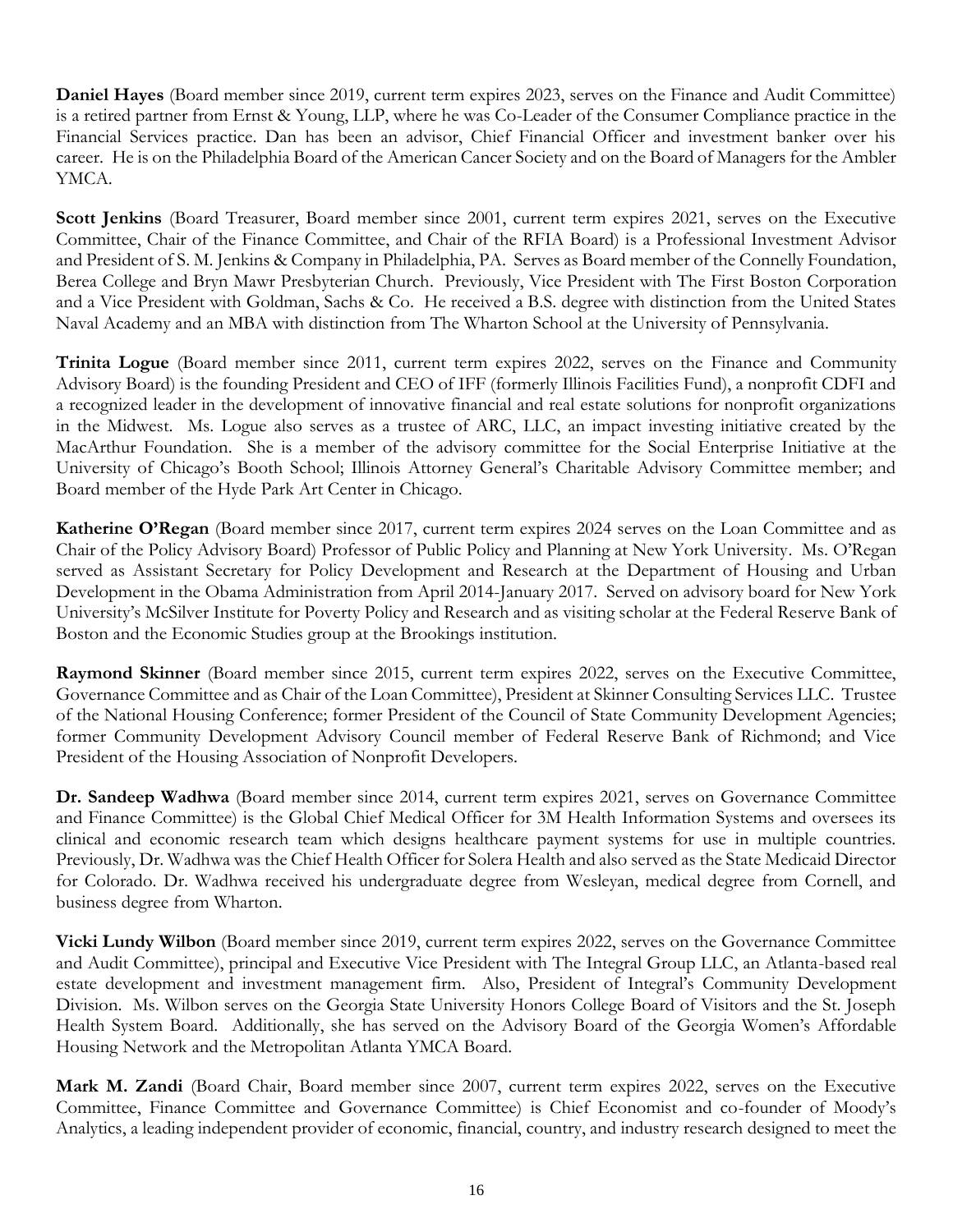**Daniel Hayes** (Board member since 2019, current term expires 2023, serves on the Finance and Audit Committee) is a retired partner from Ernst & Young, LLP, where he was Co-Leader of the Consumer Compliance practice in the Financial Services practice. Dan has been an advisor, Chief Financial Officer and investment banker over his career. He is on the Philadelphia Board of the American Cancer Society and on the Board of Managers for the Ambler YMCA.

**Scott Jenkins** (Board Treasurer, Board member since 2001, current term expires 2021, serves on the Executive Committee, Chair of the Finance Committee, and Chair of the RFIA Board) is a Professional Investment Advisor and President of S. M. Jenkins & Company in Philadelphia, PA. Serves as Board member of the Connelly Foundation, Berea College and Bryn Mawr Presbyterian Church. Previously, Vice President with The First Boston Corporation and a Vice President with Goldman, Sachs & Co. He received a B.S. degree with distinction from the United States Naval Academy and an MBA with distinction from The Wharton School at the University of Pennsylvania.

**Trinita Logue** (Board member since 2011, current term expires 2022, serves on the Finance and Community Advisory Board) is the founding President and CEO of IFF (formerly Illinois Facilities Fund), a nonprofit CDFI and a recognized leader in the development of innovative financial and real estate solutions for nonprofit organizations in the Midwest. Ms. Logue also serves as a trustee of ARC, LLC, an impact investing initiative created by the MacArthur Foundation. She is a member of the advisory committee for the Social Enterprise Initiative at the University of Chicago's Booth School; Illinois Attorney General's Charitable Advisory Committee member; and Board member of the Hyde Park Art Center in Chicago.

**Katherine O'Regan** (Board member since 2017, current term expires 2024 serves on the Loan Committee and as Chair of the Policy Advisory Board) Professor of Public Policy and Planning at New York University. Ms. O'Regan served as Assistant Secretary for Policy Development and Research at the Department of Housing and Urban Development in the Obama Administration from April 2014-January 2017. Served on advisory board for New York University's McSilver Institute for Poverty Policy and Research and as visiting scholar at the Federal Reserve Bank of Boston and the Economic Studies group at the Brookings institution.

**Raymond Skinner** (Board member since 2015, current term expires 2022, serves on the Executive Committee, Governance Committee and as Chair of the Loan Committee), President at Skinner Consulting Services LLC. Trustee of the National Housing Conference; former President of the Council of State Community Development Agencies; former Community Development Advisory Council member of Federal Reserve Bank of Richmond; and Vice President of the Housing Association of Nonprofit Developers.

**Dr. Sandeep Wadhwa** (Board member since 2014, current term expires 2021, serves on Governance Committee and Finance Committee) is the Global Chief Medical Officer for 3M Health Information Systems and oversees its clinical and economic research team which designs healthcare payment systems for use in multiple countries. Previously, Dr. Wadhwa was the Chief Health Officer for Solera Health and also served as the State Medicaid Director for Colorado. Dr. Wadhwa received his undergraduate degree from Wesleyan, medical degree from Cornell, and business degree from Wharton.

**Vicki Lundy Wilbon** (Board member since 2019, current term expires 2022, serves on the Governance Committee and Audit Committee), principal and Executive Vice President with The Integral Group LLC, an Atlanta-based real estate development and investment management firm. Also, President of Integral's Community Development Division. Ms. Wilbon serves on the Georgia State University Honors College Board of Visitors and the St. Joseph Health System Board. Additionally, she has served on the Advisory Board of the Georgia Women's Affordable Housing Network and the Metropolitan Atlanta YMCA Board.

**Mark M. Zandi** (Board Chair, Board member since 2007, current term expires 2022, serves on the Executive Committee, Finance Committee and Governance Committee) is Chief Economist and co-founder of Moody's Analytics, a leading independent provider of economic, financial, country, and industry research designed to meet the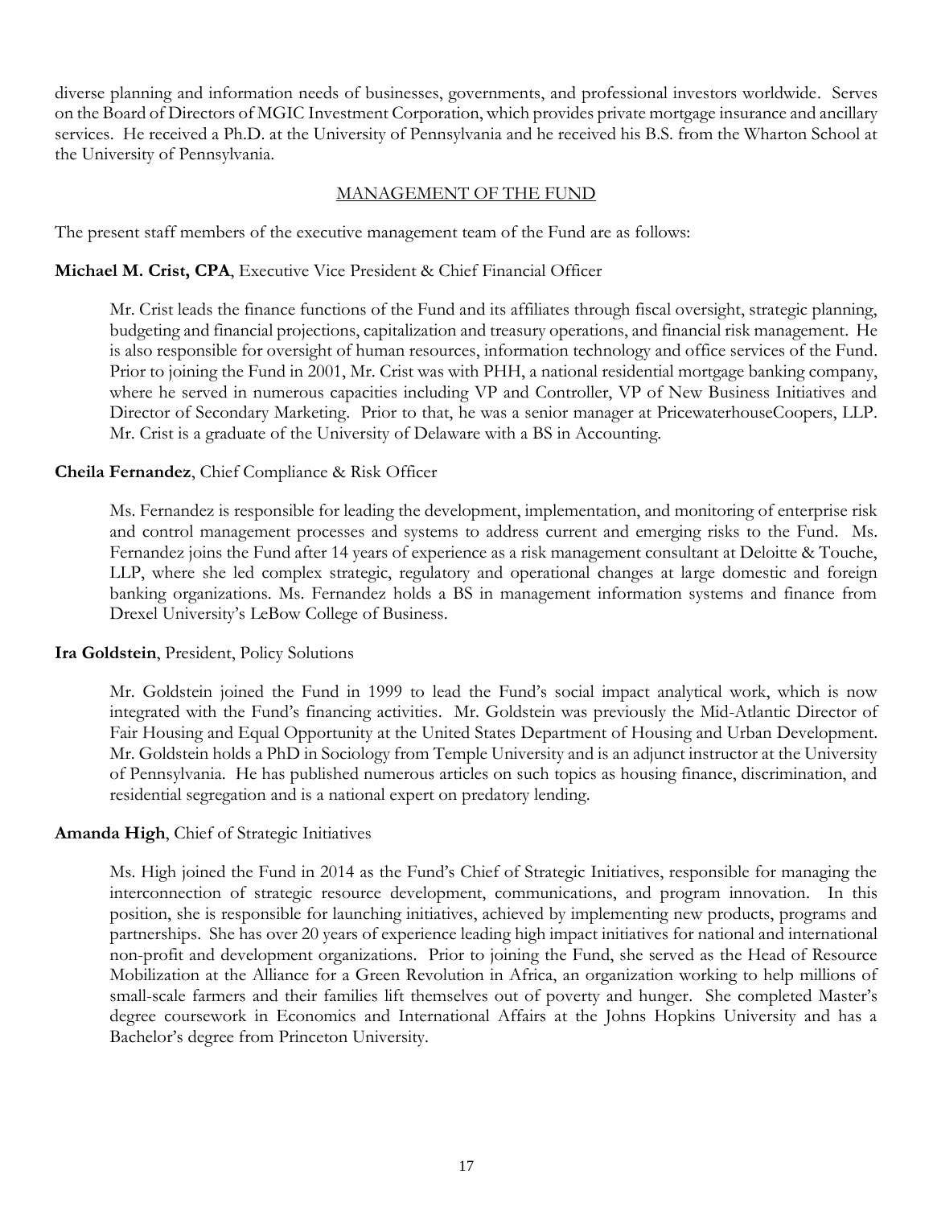diverse planning and information needs of businesses, governments, and professional investors worldwide. Serves on the Board of Directors of MGIC Investment Corporation, which provides private mortgage insurance and ancillary services. He received a Ph.D. at the University of Pennsylvania and he received his B.S. from the Wharton School at the University of Pennsylvania.

## MANAGEMENT OF THE FUND

The present staff members of the executive management team of the Fund are as follows:

**Michael M. Crist, CPA**, Executive Vice President & Chief Financial Officer

Mr. Crist leads the finance functions of the Fund and its affiliates through fiscal oversight, strategic planning, budgeting and financial projections, capitalization and treasury operations, and financial risk management. He is also responsible for oversight of human resources, information technology and office services of the Fund. Prior to joining the Fund in 2001, Mr. Crist was with PHH, a national residential mortgage banking company, where he served in numerous capacities including VP and Controller, VP of New Business Initiatives and Director of Secondary Marketing. Prior to that, he was a senior manager at PricewaterhouseCoopers, LLP. Mr. Crist is a graduate of the University of Delaware with a BS in Accounting.

**Cheila Fernandez**, Chief Compliance & Risk Officer

Ms. Fernandez is responsible for leading the development, implementation, and monitoring of enterprise risk and control management processes and systems to address current and emerging risks to the Fund. Ms. Fernandez joins the Fund after 14 years of experience as a risk management consultant at Deloitte & Touche, LLP, where she led complex strategic, regulatory and operational changes at large domestic and foreign banking organizations. Ms. Fernandez holds a BS in management information systems and finance from Drexel University's LeBow College of Business.

**Ira Goldstein**, President, Policy Solutions

Mr. Goldstein joined the Fund in 1999 to lead the Fund's social impact analytical work, which is now integrated with the Fund's financing activities. Mr. Goldstein was previously the Mid-Atlantic Director of Fair Housing and Equal Opportunity at the United States Department of Housing and Urban Development. Mr. Goldstein holds a PhD in Sociology from Temple University and is an adjunct instructor at the University of Pennsylvania. He has published numerous articles on such topics as housing finance, discrimination, and residential segregation and is a national expert on predatory lending.

**Amanda High**, Chief of Strategic Initiatives

Ms. High joined the Fund in 2014 as the Fund's Chief of Strategic Initiatives, responsible for managing the interconnection of strategic resource development, communications, and program innovation. In this position, she is responsible for launching initiatives, achieved by implementing new products, programs and partnerships. She has over 20 years of experience leading high impact initiatives for national and international non-profit and development organizations. Prior to joining the Fund, she served as the Head of Resource Mobilization at the Alliance for a Green Revolution in Africa, an organization working to help millions of small-scale farmers and their families lift themselves out of poverty and hunger. She completed Master's degree coursework in Economics and International Affairs at the Johns Hopkins University and has a Bachelor's degree from Princeton University.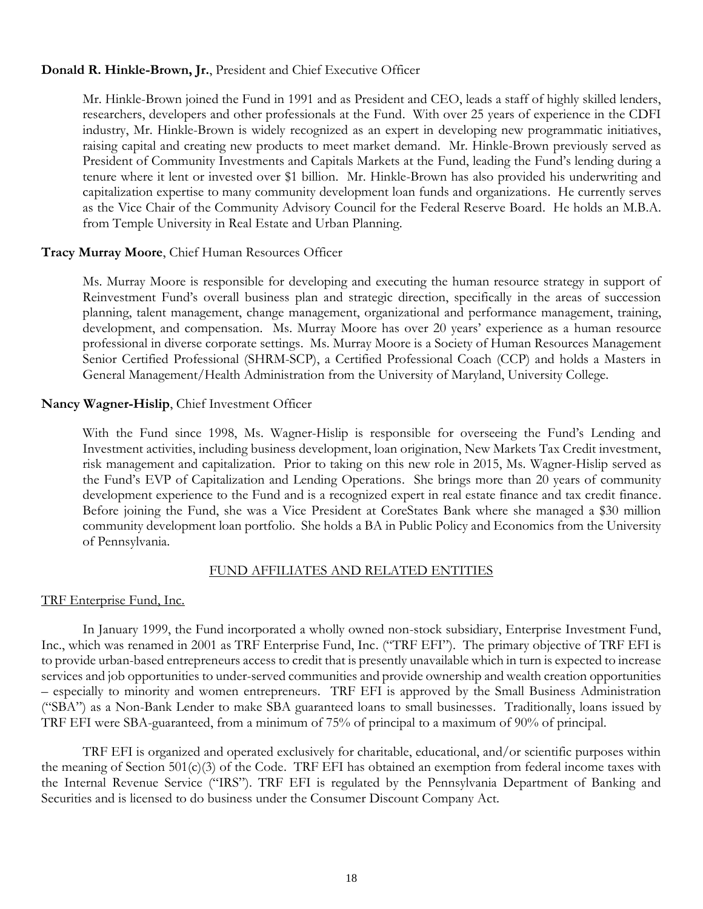**Donald R. Hinkle-Brown, Jr.**, President and Chief Executive Officer

Mr. Hinkle-Brown joined the Fund in 1991 and as President and CEO, leads a staff of highly skilled lenders, researchers, developers and other professionals at the Fund. With over 25 years of experience in the CDFI industry, Mr. Hinkle-Brown is widely recognized as an expert in developing new programmatic initiatives, raising capital and creating new products to meet market demand. Mr. Hinkle-Brown previously served as President of Community Investments and Capitals Markets at the Fund, leading the Fund's lending during a tenure where it lent or invested over $1 billion. Mr. Hinkle-Brown has also provided his underwriting and capitalization expertise to many community development loan funds and organizations. He currently serves as the Vice Chair of the Community Advisory Council for the Federal Reserve Board. He holds an M.B.A. from Temple University in Real Estate and Urban Planning.

**Tracy Murray Moore**, Chief Human Resources Officer

Ms. Murray Moore is responsible for developing and executing the human resource strategy in support of Reinvestment Fund's overall business plan and strategic direction, specifically in the areas of succession planning, talent management, change management, organizational and performance management, training, development, and compensation. Ms. Murray Moore has over 20 years' experience as a human resource professional in diverse corporate settings. Ms. Murray Moore is a Society of Human Resources Management Senior Certified Professional (SHRM-SCP), a Certified Professional Coach (CCP) and holds a Masters in General Management/Health Administration from the University of Maryland, University College.

**Nancy Wagner-Hislip**, Chief Investment Officer

With the Fund since 1998, Ms. Wagner-Hislip is responsible for overseeing the Fund's Lending and Investment activities, including business development, loan origination, New Markets Tax Credit investment, risk management and capitalization. Prior to taking on this new role in 2015, Ms. Wagner-Hislip served as the Fund's EVP of Capitalization and Lending Operations. She brings more than 20 years of community development experience to the Fund and is a recognized expert in real estate finance and tax credit finance. Before joining the Fund, she was a Vice President at CoreStates Bank where she managed a $30 million community development loan portfolio. She holds a BA in Public Policy and Economics from the University of Pennsylvania.

## FUND AFFILIATES AND RELATED ENTITIES

### TRF Enterprise Fund, Inc.

In January 1999, the Fund incorporated a wholly owned non-stock subsidiary, Enterprise Investment Fund, Inc., which was renamed in 2001 as TRF Enterprise Fund, Inc. ("TRF EFI"). The primary objective of TRF EFI is to provide urban-based entrepreneurs access to credit that is presently unavailable which in turn is expected to increase services and job opportunities to under-served communities and provide ownership and wealth creation opportunities – especially to minority and women entrepreneurs. TRF EFI is approved by the Small Business Administration ("SBA") as a Non-Bank Lender to make SBA guaranteed loans to small businesses. Traditionally, loans issued by TRF EFI were SBA-guaranteed, from a minimum of 75% of principal to a maximum of 90% of principal.

TRF EFI is organized and operated exclusively for charitable, educational, and/or scientific purposes within the meaning of Section 501(c)(3) of the Code. TRF EFI has obtained an exemption from federal income taxes with the Internal Revenue Service ("IRS"). TRF EFI is regulated by the Pennsylvania Department of Banking and Securities and is licensed to do business under the Consumer Discount Company Act.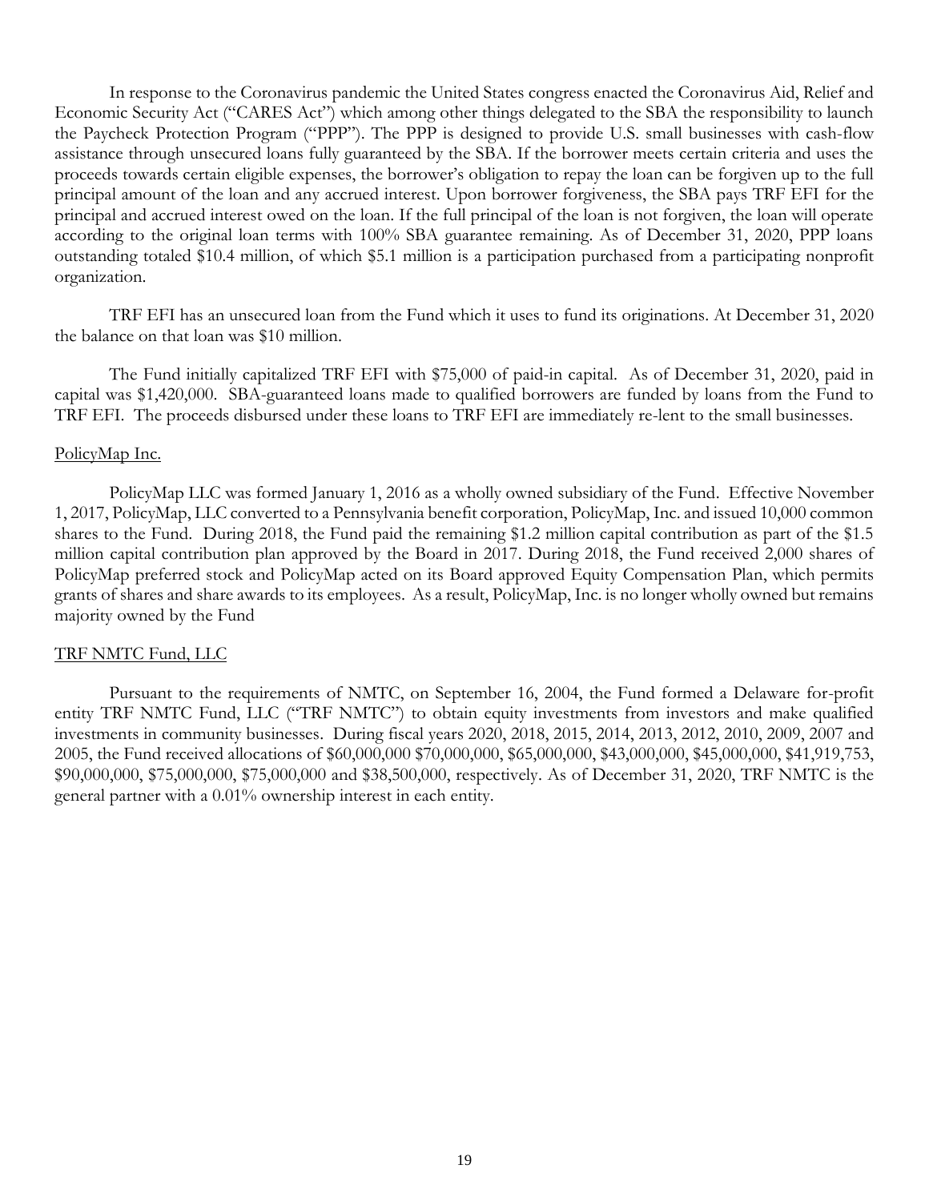In response to the Coronavirus pandemic the United States congress enacted the Coronavirus Aid, Relief and Economic Security Act ("CARES Act") which among other things delegated to the SBA the responsibility to launch the Paycheck Protection Program ("PPP"). The PPP is designed to provide U.S. small businesses with cash-flow assistance through unsecured loans fully guaranteed by the SBA. If the borrower meets certain criteria and uses the proceeds towards certain eligible expenses, the borrower's obligation to repay the loan can be forgiven up to the full principal amount of the loan and any accrued interest. Upon borrower forgiveness, the SBA pays TRF EFI for the principal and accrued interest owed on the loan. If the full principal of the loan is not forgiven, the loan will operate according to the original loan terms with 100% SBA guarantee remaining. As of December 31, 2020, PPP loans outstanding totaled $10.4 million, of which $5.1 million is a participation purchased from a participating nonprofit organization.

TRF EFI has an unsecured loan from the Fund which it uses to fund its originations. At December 31, 2020 the balance on that loan was $10 million.

The Fund initially capitalized TRF EFI with $75,000 of paid-in capital. As of December 31, 2020, paid in capital was $1,420,000. SBA-guaranteed loans made to qualified borrowers are funded by loans from the Fund to TRF EFI. The proceeds disbursed under these loans to TRF EFI are immediately re-lent to the small businesses.

PolicyMap Inc.

PolicyMap LLC was formed January 1, 2016 as a wholly owned subsidiary of the Fund. Effective November 1, 2017, PolicyMap, LLC converted to a Pennsylvania benefit corporation, PolicyMap, Inc. and issued 10,000 common shares to the Fund. During 2018, the Fund paid the remaining $1.2 million capital contribution as part of the $1.5 million capital contribution plan approved by the Board in 2017. During 2018, the Fund received 2,000 shares of PolicyMap preferred stock and PolicyMap acted on its Board approved Equity Compensation Plan, which permits grants of shares and share awards to its employees. As a result, PolicyMap, Inc. is no longer wholly owned but remains majority owned by the Fund

TRF NMTC Fund, LLC

Pursuant to the requirements of NMTC, on September 16, 2004, the Fund formed a Delaware for-profit entity TRF NMTC Fund, LLC ("TRF NMTC") to obtain equity investments from investors and make qualified investments in community businesses. During fiscal years 2020, 2018, 2015, 2014, 2013, 2012, 2010, 2009, 2007 and 2005, the Fund received allocations of $60,000,000 $70,000,000, $65,000,000, $43,000,000, $45,000,000, $41,919,753, $90,000,000, $75,000,000, $75,000,000 and $38,500,000, respectively. As of December 31, 2020, TRF NMTC is the general partner with a 0.01% ownership interest in each entity.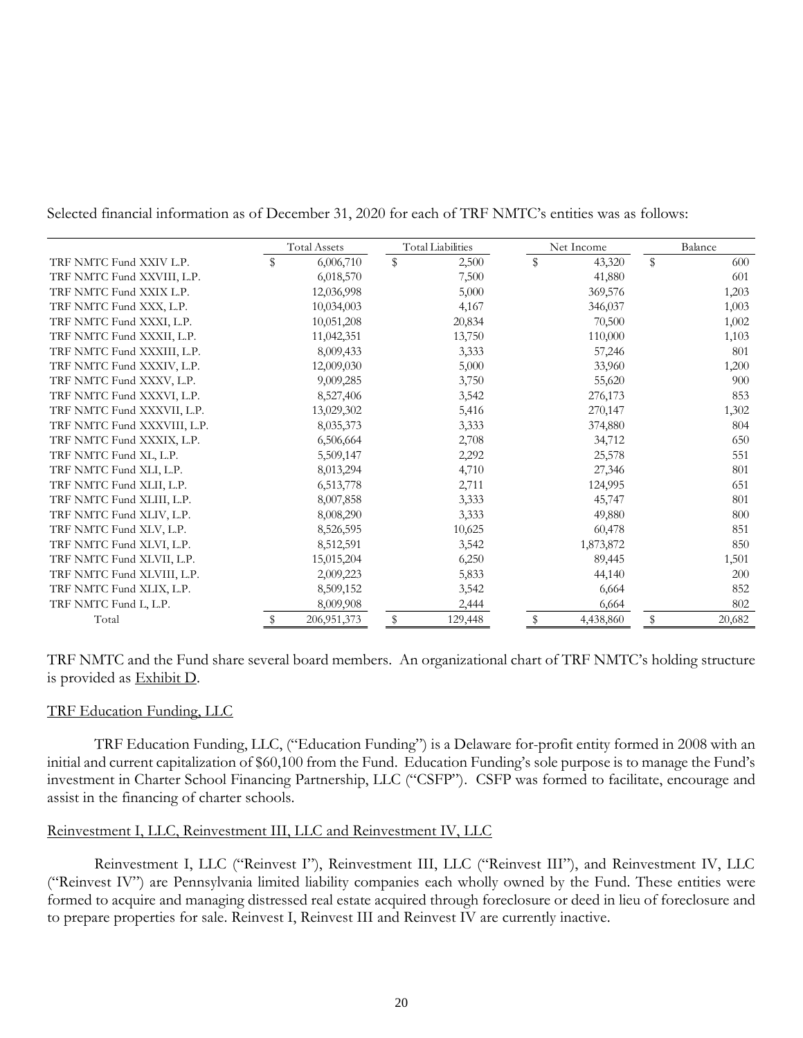Selected financial information as of December 31, 2020 for each of TRF NMTC's entities was as follows:

| | Total Assets | Total Liabilities | Net Income | Balance |
|---|---|---|---|---|
| TRF NMTC Fund XXIV L.P. | $ 6,006,710 | $ 2,500 | $ 43,320 | $ 600 |
| TRF NMTC Fund XXVIII, L.P. | 6,018,570 | 7,500 | 41,880 | 601 |
| TRF NMTC Fund XXIX L.P. | 12,036,998 | 5,000 | 369,576 | 1,203 |
| TRF NMTC Fund XXX, L.P. | 10,034,003 | 4,167 | 346,037 | 1,003 |
| TRF NMTC Fund XXXI, L.P. | 10,051,208 | 20,834 | 70,500 | 1,002 |
| TRF NMTC Fund XXXII, L.P. | 11,042,351 | 13,750 | 110,000 | 1,103 |
| TRF NMTC Fund XXXIII, L.P. | 8,009,433 | 3,333 | 57,246 | 801 |
| TRF NMTC Fund XXXIV, L.P. | 12,009,030 | 5,000 | 33,960 | 1,200 |
| TRF NMTC Fund XXXV, L.P. | 9,009,285 | 3,750 | 55,620 | 900 |
| TRF NMTC Fund XXXVI, L.P. | 8,527,406 | 3,542 | 276,173 | 853 |
| TRF NMTC Fund XXXVII, L.P. | 13,029,302 | 5,416 | 270,147 | 1,302 |
| TRF NMTC Fund XXXVIII, L.P. | 8,035,373 | 3,333 | 374,880 | 804 |
| TRF NMTC Fund XXXIX, L.P. | 6,506,664 | 2,708 | 34,712 | 650 |
| TRF NMTC Fund XL, L.P. | 5,509,147 | 2,292 | 25,578 | 551 |
| TRF NMTC Fund XLI, L.P. | 8,013,294 | 4,710 | 27,346 | 801 |
| TRF NMTC Fund XLII, L.P. | 6,513,778 | 2,711 | 124,995 | 651 |
| TRF NMTC Fund XLIII, L.P. | 8,007,858 | 3,333 | 45,747 | 801 |
| TRF NMTC Fund XLIV, L.P. | 8,008,290 | 3,333 | 49,880 | 800 |
| TRF NMTC Fund XLV, L.P. | 8,526,595 | 10,625 | 60,478 | 851 |
| TRF NMTC Fund XLVI, L.P. | 8,512,591 | 3,542 | 1,873,872 | 850 |
| TRF NMTC Fund XLVII, L.P. | 15,015,204 | 6,250 | 89,445 | 1,501 |
| TRF NMTC Fund XLVIII, L.P. | 2,009,223 | 5,833 | 44,140 | 200 |
| TRF NMTC Fund XLIX, L.P. | 8,509,152 | 3,542 | 6,664 | 852 |
| TRF NMTC Fund L, L.P. | 8,009,908 | 2,444 | 6,664 | 802 |
| Total | $ 206,951,373 | $ 129,448 | $ 4,438,860 | $ 20,682 |

TRF NMTC and the Fund share several board members. An organizational chart of TRF NMTC's holding structure is provided as Exhibit D.

TRF Education Funding, LLC

TRF Education Funding, LLC, ("Education Funding") is a Delaware for-profit entity formed in 2008 with an initial and current capitalization of $60,100 from the Fund. Education Funding's sole purpose is to manage the Fund's investment in Charter School Financing Partnership, LLC ("CSFP"). CSFP was formed to facilitate, encourage and assist in the financing of charter schools.

Reinvestment I, LLC, Reinvestment III, LLC and Reinvestment IV, LLC

Reinvestment I, LLC ("Reinvest I"), Reinvestment III, LLC ("Reinvest III"), and Reinvestment IV, LLC ("Reinvest IV") are Pennsylvania limited liability companies each wholly owned by the Fund. These entities were formed to acquire and managing distressed real estate acquired through foreclosure or deed in lieu of foreclosure and to prepare properties for sale. Reinvest I, Reinvest III and Reinvest IV are currently inactive.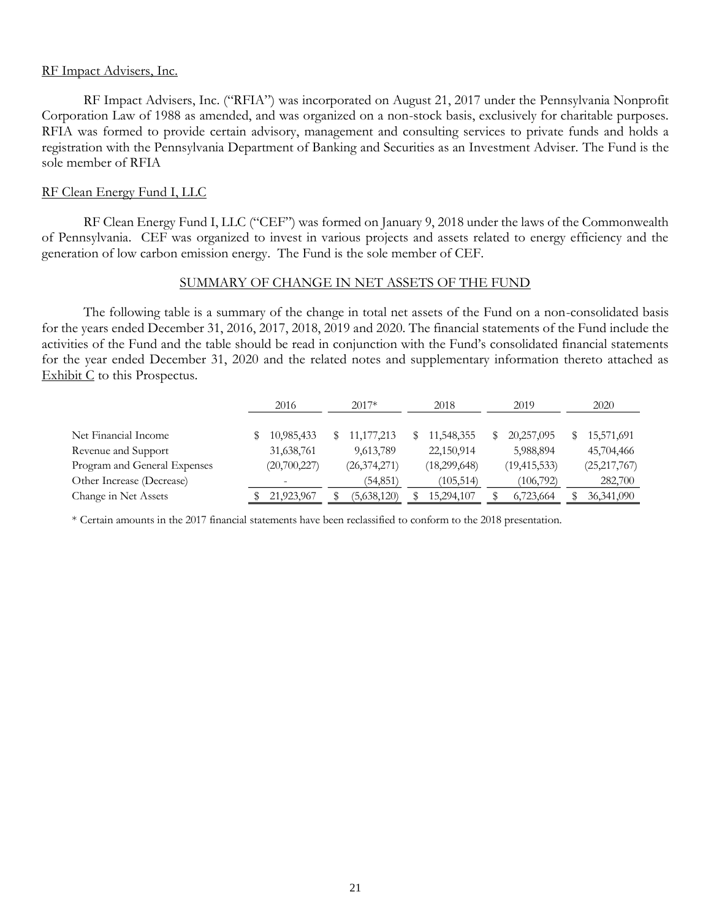RF Impact Advisers, Inc.

RF Impact Advisers, Inc. ("RFIA") was incorporated on August 21, 2017 under the Pennsylvania Nonprofit Corporation Law of 1988 as amended, and was organized on a non-stock basis, exclusively for charitable purposes. RFIA was formed to provide certain advisory, management and consulting services to private funds and holds a registration with the Pennsylvania Department of Banking and Securities as an Investment Adviser. The Fund is the sole member of RFIA

RF Clean Energy Fund I, LLC

RF Clean Energy Fund I, LLC ("CEF") was formed on January 9, 2018 under the laws of the Commonwealth of Pennsylvania. CEF was organized to invest in various projects and assets related to energy efficiency and the generation of low carbon emission energy. The Fund is the sole member of CEF.

## SUMMARY OF CHANGE IN NET ASSETS OF THE FUND

The following table is a summary of the change in total net assets of the Fund on a non-consolidated basis for the years ended December 31, 2016, 2017, 2018, 2019 and 2020. The financial statements of the Fund include the activities of the Fund and the table should be read in conjunction with the Fund's consolidated financial statements for the year ended December 31, 2020 and the related notes and supplementary information thereto attached as Exhibit C to this Prospectus.

| | 2016 | 2017* | 2018 | 2019 | 2020 |
|---|---|---|---|---|---|
| Net Financial Income | $ 10,985,433 | $ 11,177,213 | $ 11,548,355 | $ 20,257,095 | $ 15,571,691 |
| Revenue and Support | 31,638,761 | 9,613,789 | 22,150,914 | 5,988,894 | 45,704,466 |
| Program and General Expenses | (20,700,227) | (26,374,271) | (18,299,648) | (19,415,533) | (25,217,767) |
| Other Increase (Decrease) | - | (54,851) | (105,514) | (106,792) | 282,700 |
| Change in Net Assets | $ 21,923,967 | $ (5,638,120) | $ 15,294,107 | $ 6,723,664 | $ 36,341,090 |

* Certain amounts in the 2017 financial statements have been reclassified to conform to the 2018 presentation.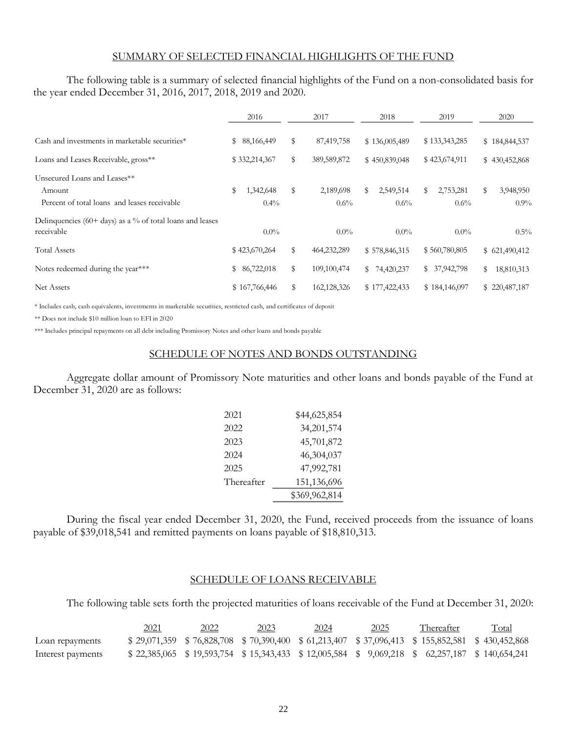## SUMMARY OF SELECTED FINANCIAL HIGHLIGHTS OF THE FUND

The following table is a summary of selected financial highlights of the Fund on a non-consolidated basis for the year ended December 31, 2016, 2017, 2018, 2019 and 2020.

| | 2016 | 2017 | 2018 | 2019 | 2020 |
|---|---|---|---|---|---|
| Cash and investments in marketable securities* | $ 88,166,449 | $ 87,419,758 | $ 136,005,489 | $ 133,343,285 | $ 184,844,537 |
| Loans and Leases Receivable, gross** | $ 332,214,367 | $ 389,589,872 | $ 450,839,048 | $ 423,674,911 | $ 430,452,868 |
| Unsecured Loans and Leases** | | | | | |
| Amount | $ 1,342,648 | $ 2,189,698 | $ 2,549,514 | $ 2,753,281 | $ 3,948,950 |
| Percent of total loans and leases receivable | 0.4% | 0.6% | 0.6% | 0.6% | 0.9% |
| Delinquencies (60+ days) as a % of total loans and leases receivable | 0.0% | 0.0% | 0.0% | 0.0% | 0.5% |
| Total Assets | $ 423,670,264 | $ 464,232,289 | $ 578,846,315 | $ 560,780,805 | $ 621,490,412 |
| Notes redeemed during the year*** | $ 86,722,018 | $ 109,100,474 | $ 74,420,237 | $ 37,942,798 | $ 18,810,313 |
| Net Assets | $ 167,766,446 | $ 162,128,326 | $ 177,422,433 | $ 184,146,097 | $ 220,487,187 |

\* Includes cash, cash equivalents, investments in marketable securities, restricted cash, and certificates of deposit

\*\* Does not include $10 million loan to EFI in 2020

\*\*\* Includes principal repayments on all debt including Promissory Notes and other loans and bonds payable

## SCHEDULE OF NOTES AND BONDS OUTSTANDING

Aggregate dollar amount of Promissory Note maturities and other loans and bonds payable of the Fund at December 31, 2020 are as follows:

| | |
|---|---|
| 2021 | $44,625,854 |
| 2022 | 34,201,574 |
| 2023 | 45,701,872 |
| 2024 | 46,304,037 |
| 2025 | 47,992,781 |
| Thereafter | 151,136,696 |
| | $369,962,814 |

During the fiscal year ended December 31, 2020, the Fund, received proceeds from the issuance of loans payable of $39,018,541 and remitted payments on loans payable of $18,810,313.

## SCHEDULE OF LOANS RECEIVABLE

The following table sets forth the projected maturities of loans receivable of the Fund at December 31, 2020:

| | 2021 | 2022 | 2023 | 2024 | 2025 | Thereafter | Total |
|---|---|---|---|---|---|---|---|
| Loan repayments | $ 29,071,359 | $ 76,828,708 | $ 70,390,400 | $ 61,213,407 | $ 37,096,413 | $ 155,852,581 | $ 430,452,868 |
| Interest payments | $ 22,385,065 | $ 19,593,754 | $ 15,343,433 | $ 12,005,584 | $ 9,069,218 | $ 62,257,187 | $ 140,654,241 |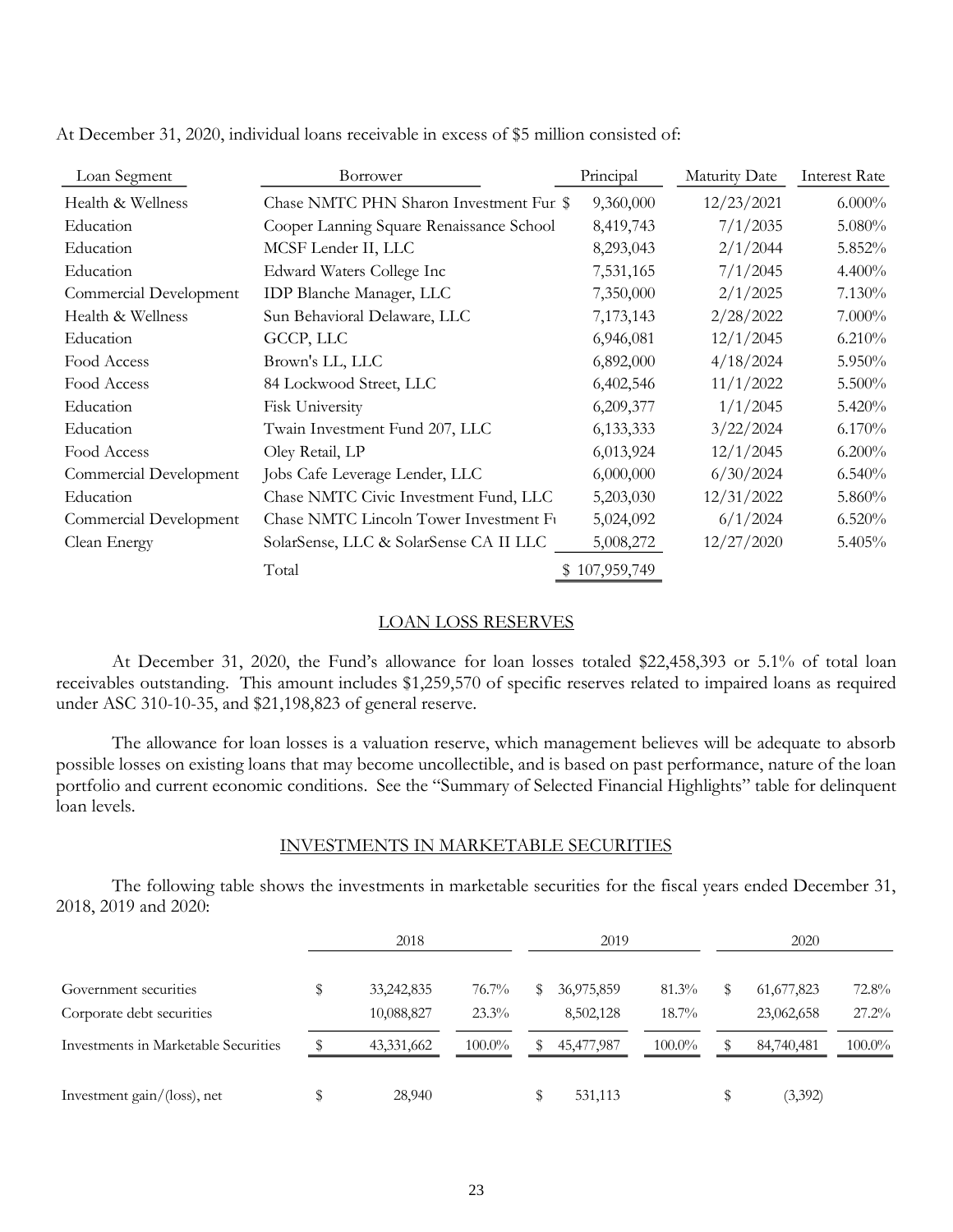At December 31, 2020, individual loans receivable in excess of $5 million consisted of:

| Loan Segment | Borrower | Principal | Maturity Date | Interest Rate |
|---|---|---|---|---|
| Health & Wellness | Chase NMTC PHN Sharon Investment Fur | $ 9,360,000 | 12/23/2021 | 6.000% |
| Education | Cooper Lanning Square Renaissance School | 8,419,743 | 7/1/2035 | 5.080% |
| Education | MCSF Lender II, LLC | 8,293,043 | 2/1/2044 | 5.852% |
| Education | Edward Waters College Inc | 7,531,165 | 7/1/2045 | 4.400% |
| Commercial Development | IDP Blanche Manager, LLC | 7,350,000 | 2/1/2025 | 7.130% |
| Health & Wellness | Sun Behavioral Delaware, LLC | 7,173,143 | 2/28/2022 | 7.000% |
| Education | GCCP, LLC | 6,946,081 | 12/1/2045 | 6.210% |
| Food Access | Brown's LL, LLC | 6,892,000 | 4/18/2024 | 5.950% |
| Food Access | 84 Lockwood Street, LLC | 6,402,546 | 11/1/2022 | 5.500% |
| Education | Fisk University | 6,209,377 | 1/1/2045 | 5.420% |
| Education | Twain Investment Fund 207, LLC | 6,133,333 | 3/22/2024 | 6.170% |
| Food Access | Oley Retail, LP | 6,013,924 | 12/1/2045 | 6.200% |
| Commercial Development | Jobs Cafe Leverage Lender, LLC | 6,000,000 | 6/30/2024 | 6.540% |
| Education | Chase NMTC Civic Investment Fund, LLC | 5,203,030 | 12/31/2022 | 5.860% |
| Commercial Development | Chase NMTC Lincoln Tower Investment Fu | 5,024,092 | 6/1/2024 | 6.520% |
| Clean Energy | SolarSense, LLC & SolarSense CA II LLC | 5,008,272 | 12/27/2020 | 5.405% |
| | Total | $ 107,959,749 | | |

## LOAN LOSS RESERVES

At December 31, 2020, the Fund's allowance for loan losses totaled $22,458,393 or 5.1% of total loan receivables outstanding. This amount includes $1,259,570 of specific reserves related to impaired loans as required under ASC 310-10-35, and $21,198,823 of general reserve.

The allowance for loan losses is a valuation reserve, which management believes will be adequate to absorb possible losses on existing loans that may become uncollectible, and is based on past performance, nature of the loan portfolio and current economic conditions. See the "Summary of Selected Financial Highlights" table for delinquent loan levels.

## INVESTMENTS IN MARKETABLE SECURITIES

The following table shows the investments in marketable securities for the fiscal years ended December 31, 2018, 2019 and 2020:

| | 2018 | | 2019 | | 2020 | |
|---|---|---|---|---|---|---|
| Government securities | $ 33,242,835 | 76.7% | $ 36,975,859 | 81.3% | $ 61,677,823 | 72.8% |
| Corporate debt securities | 10,088,827 | 23.3% | 8,502,128 | 18.7% | 23,062,658 | 27.2% |
| Investments in Marketable Securities | $ 43,331,662 | 100.0% | $ 45,477,987 | 100.0% | $ 84,740,481 | 100.0% |
| Investment gain/(loss), net | $ 28,940 | | $ 531,113 | | $ (3,392) | |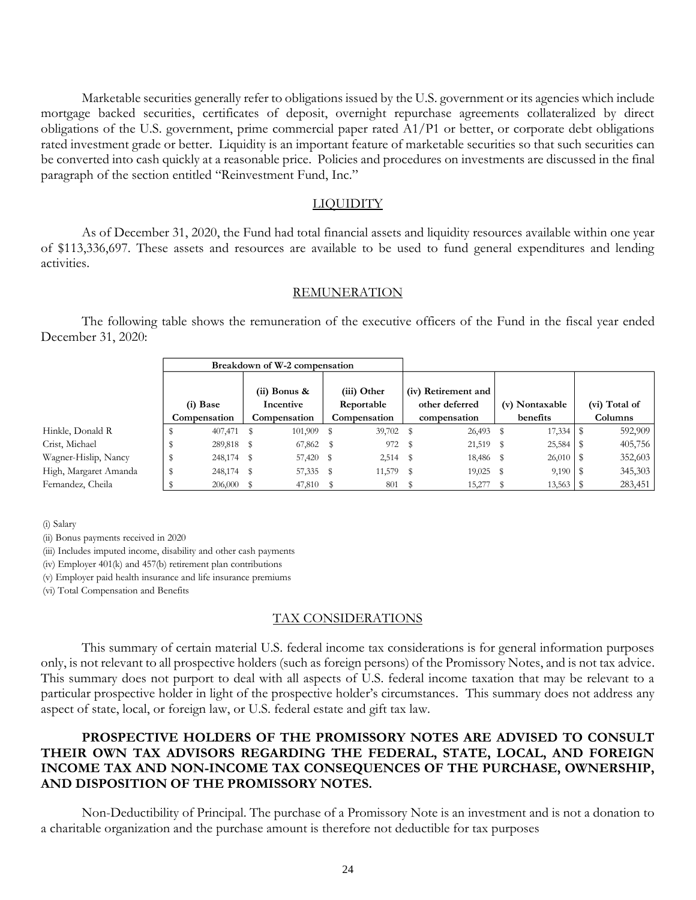Marketable securities generally refer to obligations issued by the U.S. government or its agencies which include mortgage backed securities, certificates of deposit, overnight repurchase agreements collateralized by direct obligations of the U.S. government, prime commercial paper rated A1/P1 or better, or corporate debt obligations rated investment grade or better. Liquidity is an important feature of marketable securities so that such securities can be converted into cash quickly at a reasonable price. Policies and procedures on investments are discussed in the final paragraph of the section entitled "Reinvestment Fund, Inc."

## LIQUIDITY

As of December 31, 2020, the Fund had total financial assets and liquidity resources available within one year of $113,336,697. These assets and resources are available to be used to fund general expenditures and lending activities.

## REMUNERATION

The following table shows the remuneration of the executive officers of the Fund in the fiscal year ended December 31, 2020:

| | Breakdown of W-2 compensation | | | | | |
|---|---|---|---|---|---|---|
| | (i) Base Compensation | (ii) Bonus & Incentive Compensation | (iii) Other Reportable Compensation | (iv) Retirement and other deferred compensation | (v) Nontaxable benefits | (vi) Total of Columns |
| Hinkle, Donald R | $ 407,471 | $ 101,909 | $ 39,702 | $ 26,493 | $ 17,334 | $ 592,909 |
| Crist, Michael | $ 289,818 | $ 67,862 | $ 972 | $ 21,519 | $ 25,584 | $ 405,756 |
| Wagner-Hislip, Nancy | $ 248,174 | $ 57,420 | $ 2,514 | $ 18,486 | $ 26,010 | $ 352,603 |
| High, Margaret Amanda | $ 248,174 | $ 57,335 | $ 11,579 | $ 19,025 | $ 9,190 | $ 345,303 |
| Fernandez, Cheila | $ 206,000 | $ 47,810 | $ 801 | $ 15,277 | $ 13,563 | $ 283,451 |

(i) Salary

(ii) Bonus payments received in 2020

(iii) Includes imputed income, disability and other cash payments

(iv) Employer 401(k) and 457(b) retirement plan contributions

(v) Employer paid health insurance and life insurance premiums

(vi) Total Compensation and Benefits

## TAX CONSIDERATIONS

This summary of certain material U.S. federal income tax considerations is for general information purposes only, is not relevant to all prospective holders (such as foreign persons) of the Promissory Notes, and is not tax advice. This summary does not purport to deal with all aspects of U.S. federal income taxation that may be relevant to a particular prospective holder in light of the prospective holder's circumstances. This summary does not address any aspect of state, local, or foreign law, or U.S. federal estate and gift tax law.

**PROSPECTIVE HOLDERS OF THE PROMISSORY NOTES ARE ADVISED TO CONSULT THEIR OWN TAX ADVISORS REGARDING THE FEDERAL, STATE, LOCAL, AND FOREIGN INCOME TAX AND NON-INCOME TAX CONSEQUENCES OF THE PURCHASE, OWNERSHIP, AND DISPOSITION OF THE PROMISSORY NOTES.**

Non-Deductibility of Principal. The purchase of a Promissory Note is an investment and is not a donation to a charitable organization and the purchase amount is therefore not deductible for tax purposes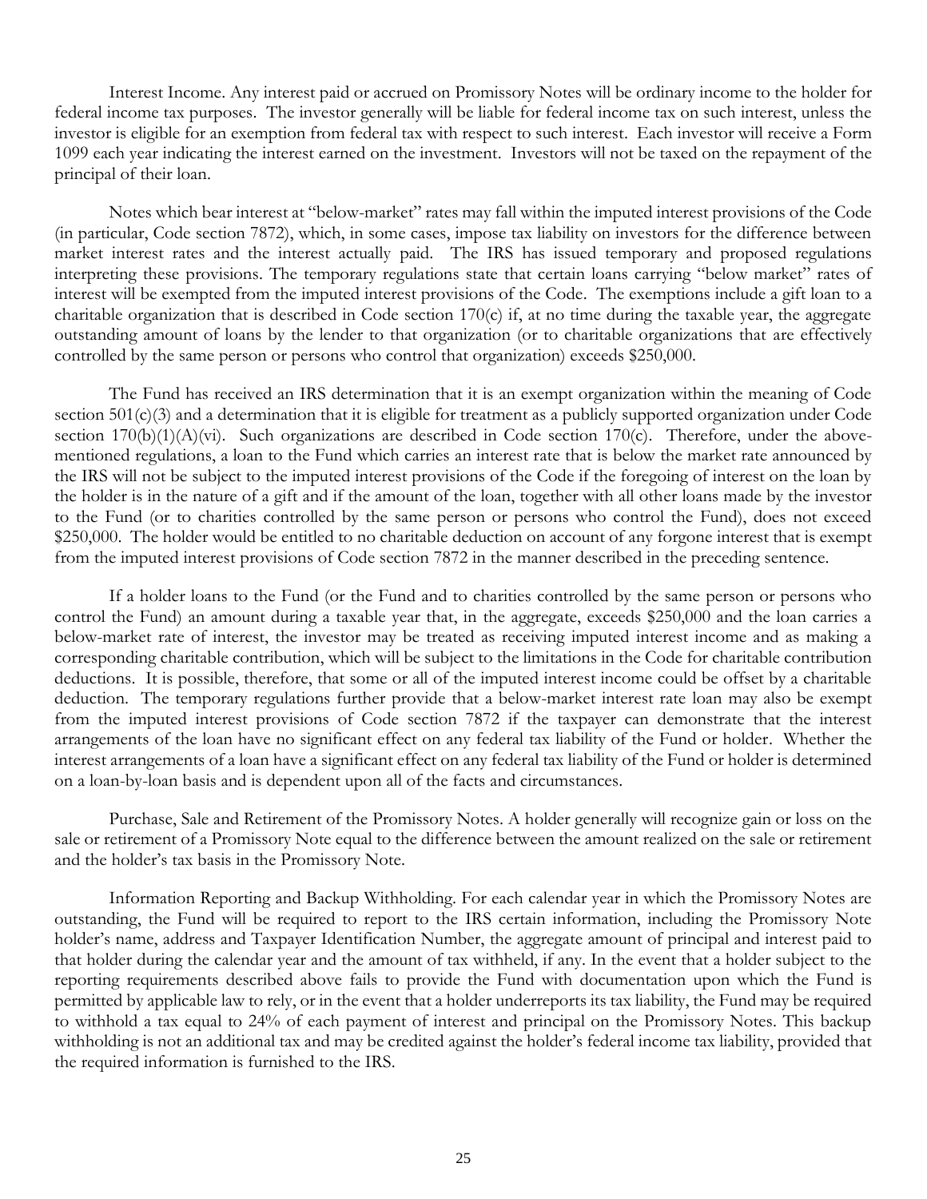Interest Income. Any interest paid or accrued on Promissory Notes will be ordinary income to the holder for federal income tax purposes. The investor generally will be liable for federal income tax on such interest, unless the investor is eligible for an exemption from federal tax with respect to such interest. Each investor will receive a Form 1099 each year indicating the interest earned on the investment. Investors will not be taxed on the repayment of the principal of their loan.

Notes which bear interest at "below-market" rates may fall within the imputed interest provisions of the Code (in particular, Code section 7872), which, in some cases, impose tax liability on investors for the difference between market interest rates and the interest actually paid. The IRS has issued temporary and proposed regulations interpreting these provisions. The temporary regulations state that certain loans carrying "below market" rates of interest will be exempted from the imputed interest provisions of the Code. The exemptions include a gift loan to a charitable organization that is described in Code section 170(c) if, at no time during the taxable year, the aggregate outstanding amount of loans by the lender to that organization (or to charitable organizations that are effectively controlled by the same person or persons who control that organization) exceeds $250,000.

The Fund has received an IRS determination that it is an exempt organization within the meaning of Code section 501(c)(3) and a determination that it is eligible for treatment as a publicly supported organization under Code section 170(b)(1)(A)(vi). Such organizations are described in Code section 170(c). Therefore, under the above-mentioned regulations, a loan to the Fund which carries an interest rate that is below the market rate announced by the IRS will not be subject to the imputed interest provisions of the Code if the foregoing of interest on the loan by the holder is in the nature of a gift and if the amount of the loan, together with all other loans made by the investor to the Fund (or to charities controlled by the same person or persons who control the Fund), does not exceed $250,000. The holder would be entitled to no charitable deduction on account of any forgone interest that is exempt from the imputed interest provisions of Code section 7872 in the manner described in the preceding sentence.

If a holder loans to the Fund (or the Fund and to charities controlled by the same person or persons who control the Fund) an amount during a taxable year that, in the aggregate, exceeds $250,000 and the loan carries a below-market rate of interest, the investor may be treated as receiving imputed interest income and as making a corresponding charitable contribution, which will be subject to the limitations in the Code for charitable contribution deductions. It is possible, therefore, that some or all of the imputed interest income could be offset by a charitable deduction. The temporary regulations further provide that a below-market interest rate loan may also be exempt from the imputed interest provisions of Code section 7872 if the taxpayer can demonstrate that the interest arrangements of the loan have no significant effect on any federal tax liability of the Fund or holder. Whether the interest arrangements of a loan have a significant effect on any federal tax liability of the Fund or holder is determined on a loan-by-loan basis and is dependent upon all of the facts and circumstances.

Purchase, Sale and Retirement of the Promissory Notes. A holder generally will recognize gain or loss on the sale or retirement of a Promissory Note equal to the difference between the amount realized on the sale or retirement and the holder's tax basis in the Promissory Note.

Information Reporting and Backup Withholding. For each calendar year in which the Promissory Notes are outstanding, the Fund will be required to report to the IRS certain information, including the Promissory Note holder's name, address and Taxpayer Identification Number, the aggregate amount of principal and interest paid to that holder during the calendar year and the amount of tax withheld, if any. In the event that a holder subject to the reporting requirements described above fails to provide the Fund with documentation upon which the Fund is permitted by applicable law to rely, or in the event that a holder underreports its tax liability, the Fund may be required to withhold a tax equal to 24% of each payment of interest and principal on the Promissory Notes. This backup withholding is not an additional tax and may be credited against the holder's federal income tax liability, provided that the required information is furnished to the IRS.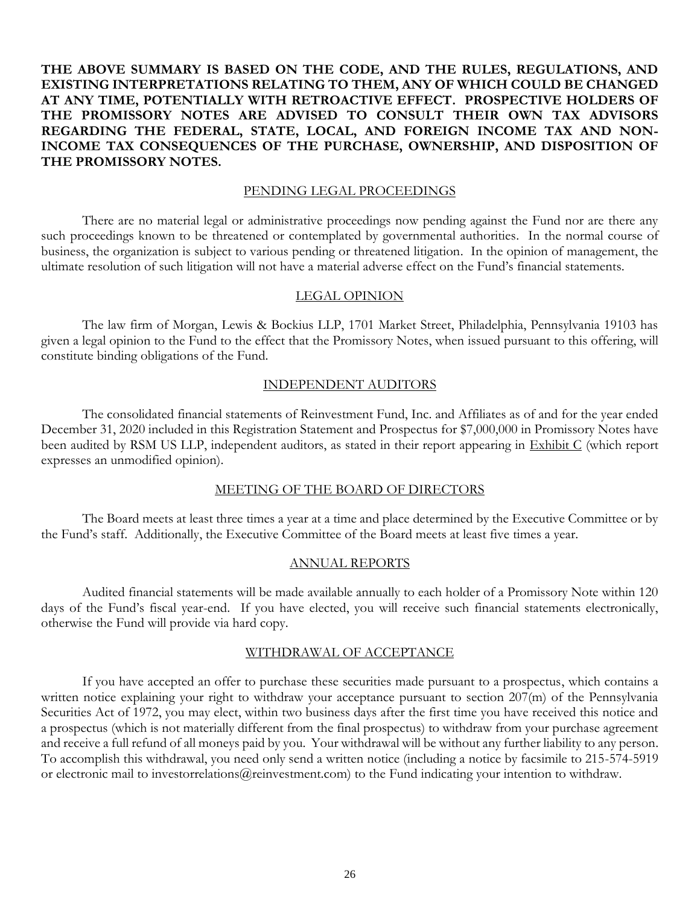**THE ABOVE SUMMARY IS BASED ON THE CODE, AND THE RULES, REGULATIONS, AND EXISTING INTERPRETATIONS RELATING TO THEM, ANY OF WHICH COULD BE CHANGED AT ANY TIME, POTENTIALLY WITH RETROACTIVE EFFECT. PROSPECTIVE HOLDERS OF THE PROMISSORY NOTES ARE ADVISED TO CONSULT THEIR OWN TAX ADVISORS REGARDING THE FEDERAL, STATE, LOCAL, AND FOREIGN INCOME TAX AND NON-INCOME TAX CONSEQUENCES OF THE PURCHASE, OWNERSHIP, AND DISPOSITION OF THE PROMISSORY NOTES.**

## PENDING LEGAL PROCEEDINGS

There are no material legal or administrative proceedings now pending against the Fund nor are there any such proceedings known to be threatened or contemplated by governmental authorities. In the normal course of business, the organization is subject to various pending or threatened litigation. In the opinion of management, the ultimate resolution of such litigation will not have a material adverse effect on the Fund's financial statements.

## LEGAL OPINION

The law firm of Morgan, Lewis & Bockius LLP, 1701 Market Street, Philadelphia, Pennsylvania 19103 has given a legal opinion to the Fund to the effect that the Promissory Notes, when issued pursuant to this offering, will constitute binding obligations of the Fund.

## INDEPENDENT AUDITORS

The consolidated financial statements of Reinvestment Fund, Inc. and Affiliates as of and for the year ended December 31, 2020 included in this Registration Statement and Prospectus for $7,000,000 in Promissory Notes have been audited by RSM US LLP, independent auditors, as stated in their report appearing in Exhibit C (which report expresses an unmodified opinion).

## MEETING OF THE BOARD OF DIRECTORS

The Board meets at least three times a year at a time and place determined by the Executive Committee or by the Fund's staff. Additionally, the Executive Committee of the Board meets at least five times a year.

## ANNUAL REPORTS

Audited financial statements will be made available annually to each holder of a Promissory Note within 120 days of the Fund's fiscal year-end. If you have elected, you will receive such financial statements electronically, otherwise the Fund will provide via hard copy.

## WITHDRAWAL OF ACCEPTANCE

If you have accepted an offer to purchase these securities made pursuant to a prospectus, which contains a written notice explaining your right to withdraw your acceptance pursuant to section 207(m) of the Pennsylvania Securities Act of 1972, you may elect, within two business days after the first time you have received this notice and a prospectus (which is not materially different from the final prospectus) to withdraw from your purchase agreement and receive a full refund of all moneys paid by you. Your withdrawal will be without any further liability to any person. To accomplish this withdrawal, you need only send a written notice (including a notice by facsimile to 215-574-5919 or electronic mail to investorrelations@reinvestment.com) to the Fund indicating your intention to withdraw.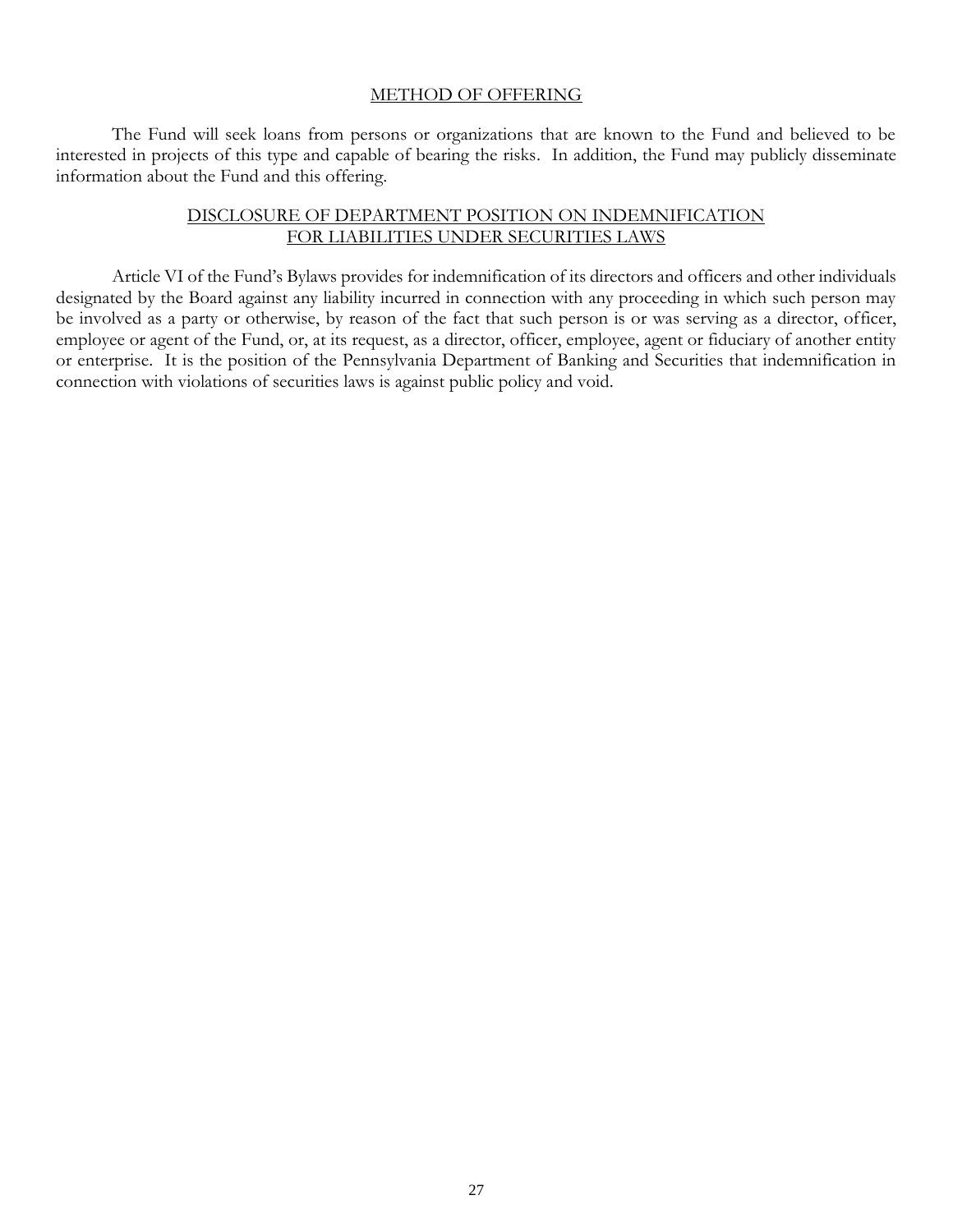## METHOD OF OFFERING

The Fund will seek loans from persons or organizations that are known to the Fund and believed to be interested in projects of this type and capable of bearing the risks. In addition, the Fund may publicly disseminate information about the Fund and this offering.

## DISCLOSURE OF DEPARTMENT POSITION ON INDEMNIFICATION FOR LIABILITIES UNDER SECURITIES LAWS

Article VI of the Fund's Bylaws provides for indemnification of its directors and officers and other individuals designated by the Board against any liability incurred in connection with any proceeding in which such person may be involved as a party or otherwise, by reason of the fact that such person is or was serving as a director, officer, employee or agent of the Fund, or, at its request, as a director, officer, employee, agent or fiduciary of another entity or enterprise. It is the position of the Pennsylvania Department of Banking and Securities that indemnification in connection with violations of securities laws is against public policy and void.